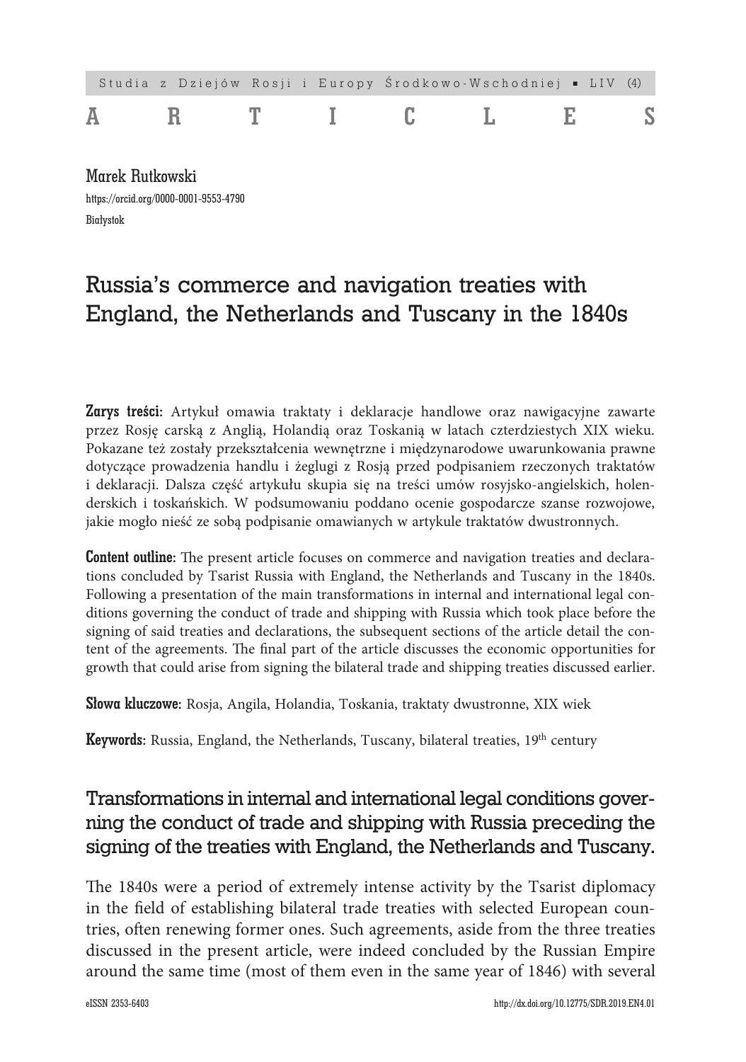# A R T I C L E S

Marek Rutkowski
https://orcid.org/0000-0001-9553-4790
Białystok

# Russia's commerce and navigation treaties with England, the Netherlands and Tuscany in the 1840s

**Zarys treści:** Artykuł omawia traktaty i deklaracje handlowe oraz nawigacyjne zawarte przez Rosję carską z Anglią, Holandią oraz Toskanią w latach czterdziestych XIX wieku. Pokazane też zostały przekształcenia wewnętrzne i międzynarodowe uwarunkowania prawne dotyczące prowadzenia handlu i żeglugi z Rosją przed podpisaniem rzeczonych traktatów i deklaracji. Dalsza część artykułu skupia się na treści umów rosyjsko-angielskich, holenderskich i toskańskich. W podsumowaniu poddano ocenie gospodarcze szanse rozwojowe, jakie mogło nieść ze sobą podpisanie omawianych w artykule traktatów dwustronnych.

**Content outline:** The present article focuses on commerce and navigation treaties and declarations concluded by Tsarist Russia with England, the Netherlands and Tuscany in the 1840s. Following a presentation of the main transformations in internal and international legal conditions governing the conduct of trade and shipping with Russia which took place before the signing of said treaties and declarations, the subsequent sections of the article detail the content of the agreements. The final part of the article discusses the economic opportunities for growth that could arise from signing the bilateral trade and shipping treaties discussed earlier.

**Słowa kluczowe:** Rosja, Angila, Holandia, Toskania, traktaty dwustronne, XIX wiek

**Keywords:** Russia, England, the Netherlands, Tuscany, bilateral treaties, 19th century

## Transformations in internal and international legal conditions governing the conduct of trade and shipping with Russia preceding the signing of the treaties with England, the Netherlands and Tuscany.

The 1840s were a period of extremely intense activity by the Tsarist diplomacy in the field of establishing bilateral trade treaties with selected European countries, often renewing former ones. Such agreements, aside from the three treaties discussed in the present article, were indeed concluded by the Russian Empire around the same time (most of them even in the same year of 1846) with several

eISSN 2353-6403 http://dx.doi.org/10.12775/SDR.2019.EN4.01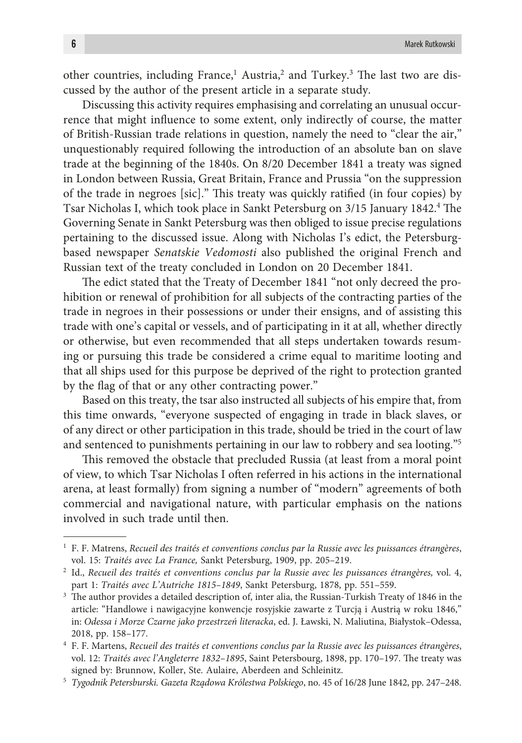other countries, including France,[1] Austria,[2] and Turkey.[3] The last two are discussed by the author of the present article in a separate study.

Discussing this activity requires emphasising and correlating an unusual occurrence that might influence to some extent, only indirectly of course, the matter of British-Russian trade relations in question, namely the need to "clear the air," unquestionably required following the introduction of an absolute ban on slave trade at the beginning of the 1840s. On 8/20 December 1841 a treaty was signed in London between Russia, Great Britain, France and Prussia "on the suppression of the trade in negroes [sic]." This treaty was quickly ratified (in four copies) by Tsar Nicholas I, which took place in Sankt Petersburg on 3/15 January 1842.[4] The Governing Senate in Sankt Petersburg was then obliged to issue precise regulations pertaining to the discussed issue. Along with Nicholas I's edict, the Petersburg-based newspaper *Senatskie Vedomosti* also published the original French and Russian text of the treaty concluded in London on 20 December 1841.

The edict stated that the Treaty of December 1841 "not only decreed the prohibition or renewal of prohibition for all subjects of the contracting parties of the trade in negroes in their possessions or under their ensigns, and of assisting this trade with one's capital or vessels, and of participating in it at all, whether directly or otherwise, but even recommended that all steps undertaken towards resuming or pursuing this trade be considered a crime equal to maritime looting and that all ships used for this purpose be deprived of the right to protection granted by the flag of that or any other contracting power."

Based on this treaty, the tsar also instructed all subjects of his empire that, from this time onwards, "everyone suspected of engaging in trade in black slaves, or of any direct or other participation in this trade, should be tried in the court of law and sentenced to punishments pertaining in our law to robbery and sea looting."[5]

This removed the obstacle that precluded Russia (at least from a moral point of view, to which Tsar Nicholas I often referred in his actions in the international arena, at least formally) from signing a number of "modern" agreements of both commercial and navigational nature, with particular emphasis on the nations involved in such trade until then.

---

[1] F. F. Matrens, *Recueil des traités et conventions conclus par la Russie avec les puissances étrangères*, vol. 15: *Traités avec La France,* Sankt Petersburg, 1909, pp. 205–219.

[2] Id., *Recueil des traités et conventions conclus par la Russie avec les puissances étrangères,* vol. 4, part 1: *Traités avec L'Autriche 1815–1849*, Sankt Petersburg, 1878, pp. 551–559.

[3] The author provides a detailed description of, inter alia, the Russian-Turkish Treaty of 1846 in the article: "Handlowe i nawigacyjne konwencje rosyjskie zawarte z Turcją i Austrią w roku 1846," in: *Odessa i Morze Czarne jako przestrzeń literacka*, ed. J. Ławski, N. Maliutina, Białystok–Odessa, 2018, pp. 158–177.

[4] F. F. Martens, *Recueil des traités et conventions conclus par la Russie avec les puissances étrangères*, vol. 12: *Traités avec l'Angleterre 1832–1895*, Saint Petersbourg, 1898, pp. 170–197. The treaty was signed by: Brunnow, Koller, Ste. Aulaire, Aberdeen and Schleinitz.

[5] *Tygodnik Petersburski. Gazeta Rządowa Królestwa Polskiego*, no. 45 of 16/28 June 1842, pp. 247–248.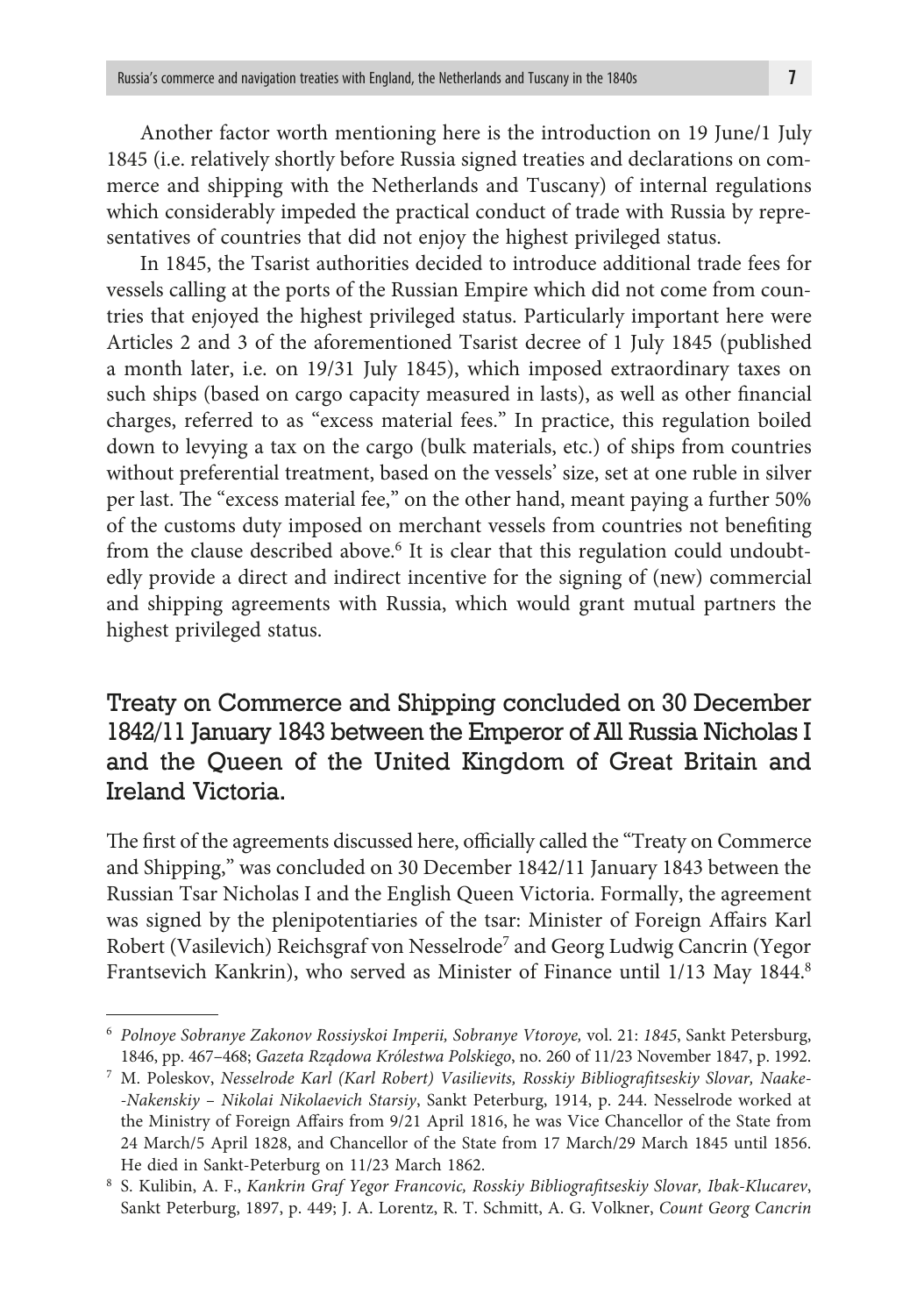Another factor worth mentioning here is the introduction on 19 June/1 July 1845 (i.e. relatively shortly before Russia signed treaties and declarations on commerce and shipping with the Netherlands and Tuscany) of internal regulations which considerably impeded the practical conduct of trade with Russia by representatives of countries that did not enjoy the highest privileged status.

In 1845, the Tsarist authorities decided to introduce additional trade fees for vessels calling at the ports of the Russian Empire which did not come from countries that enjoyed the highest privileged status. Particularly important here were Articles 2 and 3 of the aforementioned Tsarist decree of 1 July 1845 (published a month later, i.e. on 19/31 July 1845), which imposed extraordinary taxes on such ships (based on cargo capacity measured in lasts), as well as other financial charges, referred to as "excess material fees." In practice, this regulation boiled down to levying a tax on the cargo (bulk materials, etc.) of ships from countries without preferential treatment, based on the vessels' size, set at one ruble in silver per last. The "excess material fee," on the other hand, meant paying a further 50% of the customs duty imposed on merchant vessels from countries not benefiting from the clause described above.[6] It is clear that this regulation could undoubtedly provide a direct and indirect incentive for the signing of (new) commercial and shipping agreements with Russia, which would grant mutual partners the highest privileged status.

## Treaty on Commerce and Shipping concluded on 30 December 1842/11 January 1843 between the Emperor of All Russia Nicholas I and the Queen of the United Kingdom of Great Britain and Ireland Victoria.

The first of the agreements discussed here, officially called the "Treaty on Commerce and Shipping," was concluded on 30 December 1842/11 January 1843 between the Russian Tsar Nicholas I and the English Queen Victoria. Formally, the agreement was signed by the plenipotentiaries of the tsar: Minister of Foreign Affairs Karl Robert (Vasilevich) Reichsgraf von Nesselrode[7] and Georg Ludwig Cancrin (Yegor Frantsevich Kankrin), who served as Minister of Finance until 1/13 May 1844.[8]

---

[6] *Polnoye Sobranye Zakonov Rossiyskoi Imperii, Sobranye Vtoroye,* vol. 21: *1845*, Sankt Petersburg, 1846, pp. 467–468; *Gazeta Rządowa Królestwa Polskiego*, no. 260 of 11/23 November 1847, p. 1992.

[7] M. Poleskov, *Nesselrode Karl (Karl Robert) Vasilievits, Rosskiy Bibliografitseskiy Slovar, Naake--Nakenskiy – Nikolai Nikolaevich Starsiy*, Sankt Peterburg, 1914, p. 244. Nesselrode worked at the Ministry of Foreign Affairs from 9/21 April 1816, he was Vice Chancellor of the State from 24 March/5 April 1828, and Chancellor of the State from 17 March/29 March 1845 until 1856. He died in Sankt-Peterburg on 11/23 March 1862.

[8] S. Kulibin, A. F., *Kankrin Graf Yegor Francovic, Rosskiy Bibliografitseskiy Slovar, Ibak-Klucarev*, Sankt Peterburg, 1897, p. 449; J. A. Lorentz, R. T. Schmitt, A. G. Volkner, *Count Georg Cancrin*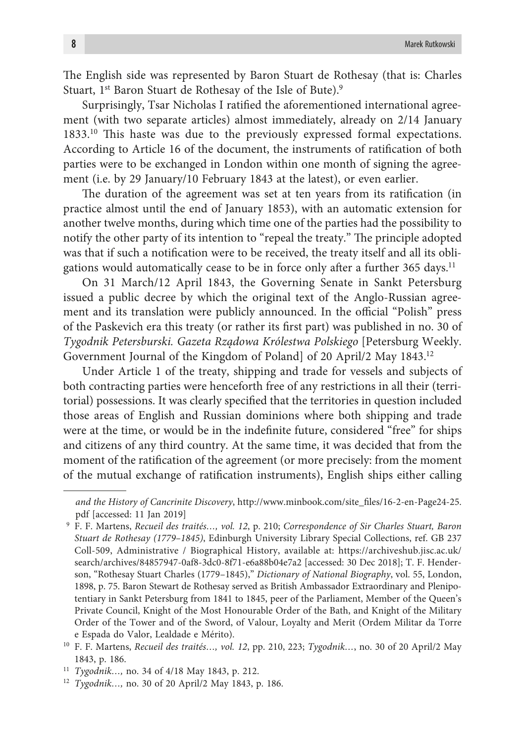The English side was represented by Baron Stuart de Rothesay (that is: Charles Stuart, 1st Baron Stuart de Rothesay of the Isle of Bute).[9]

Surprisingly, Tsar Nicholas I ratified the aforementioned international agreement (with two separate articles) almost immediately, already on 2/14 January 1833.[10] This haste was due to the previously expressed formal expectations. According to Article 16 of the document, the instruments of ratification of both parties were to be exchanged in London within one month of signing the agreement (i.e. by 29 January/10 February 1843 at the latest), or even earlier.

The duration of the agreement was set at ten years from its ratification (in practice almost until the end of January 1853), with an automatic extension for another twelve months, during which time one of the parties had the possibility to notify the other party of its intention to "repeal the treaty." The principle adopted was that if such a notification were to be received, the treaty itself and all its obligations would automatically cease to be in force only after a further 365 days.[11]

On 31 March/12 April 1843, the Governing Senate in Sankt Petersburg issued a public decree by which the original text of the Anglo-Russian agreement and its translation were publicly announced. In the official "Polish" press of the Paskevich era this treaty (or rather its first part) was published in no. 30 of *Tygodnik Petersburski. Gazeta Rządowa Królestwa Polskiego* [Petersburg Weekly. Government Journal of the Kingdom of Poland] of 20 April/2 May 1843.[12]

Under Article 1 of the treaty, shipping and trade for vessels and subjects of both contracting parties were henceforth free of any restrictions in all their (territorial) possessions. It was clearly specified that the territories in question included those areas of English and Russian dominions where both shipping and trade were at the time, or would be in the indefinite future, considered "free" for ships and citizens of any third country. At the same time, it was decided that from the moment of the ratification of the agreement (or more precisely: from the moment of the mutual exchange of ratification instruments), English ships either calling

---

*and the History of Cancrinite Discovery*, http://www.minbook.com/site_files/16-2-en-Page24-25.pdf [accessed: 11 Jan 2019]

[9] F. F. Martens, *Recueil des traités…, vol. 12*, p. 210; *Correspondence of Sir Charles Stuart, Baron Stuart de Rothesay (1779–1845)*, Edinburgh University Library Special Collections, ref. GB 237 Coll-509, Administrative / Biographical History, available at: https://archiveshub.jisc.ac.uk/search/archives/84857947-0af8-3dc0-8f71-e6a88b04e7a2 [accessed: 30 Dec 2018]; T. F. Henderson, "Rothesay Stuart Charles (1779–1845)," *Dictionary of National Biography*, vol. 55, London, 1898, p. 75. Baron Stewart de Rothesay served as British Ambassador Extraordinary and Plenipotentiary in Sankt Petersburg from 1841 to 1845, peer of the Parliament, Member of the Queen's Private Council, Knight of the Most Honourable Order of the Bath, and Knight of the Military Order of the Tower and of the Sword, of Valour, Loyalty and Merit (Ordem Militar da Torre e Espada do Valor, Lealdade e Mérito).

[10] F. F. Martens, *Recueil des traités…, vol. 12*, pp. 210, 223; *Tygodnik…*, no. 30 of 20 April/2 May 1843, p. 186.

[11] *Tygodnik…,* no. 34 of 4/18 May 1843, p. 212.

[12] *Tygodnik…,* no. 30 of 20 April/2 May 1843, p. 186.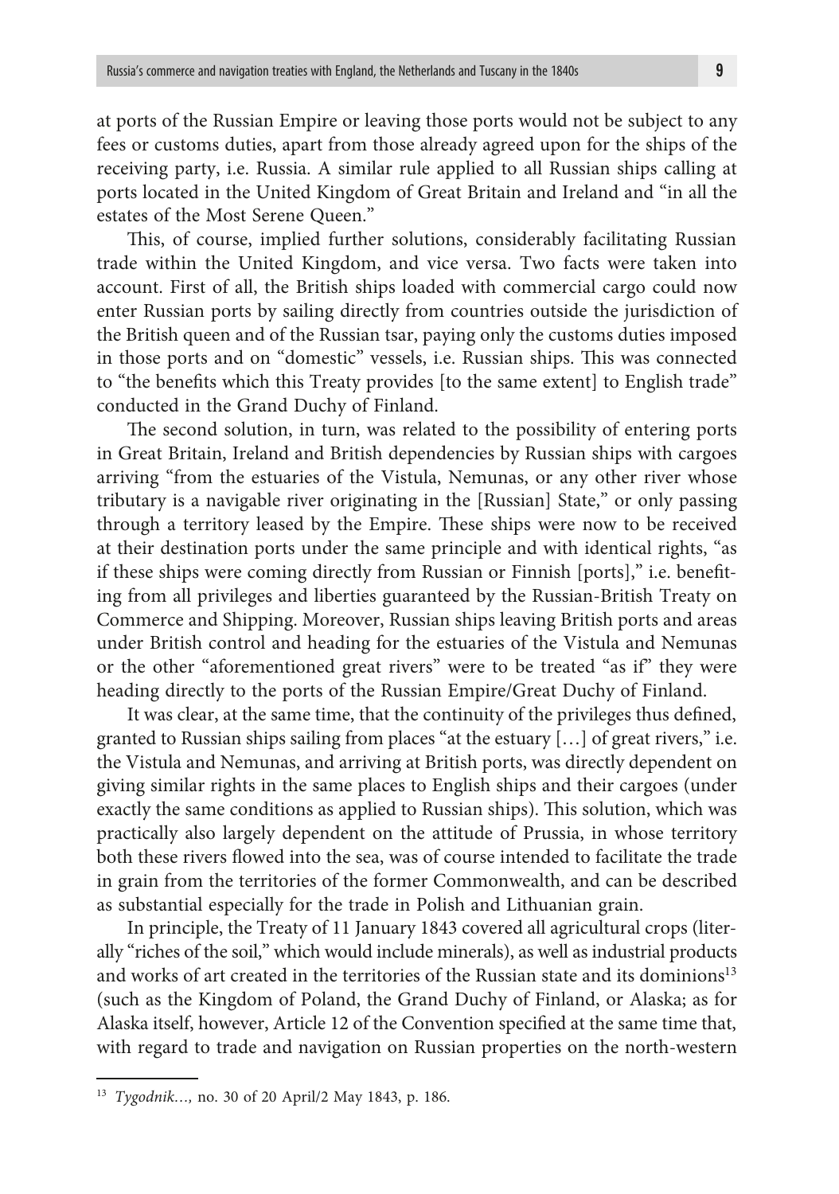at ports of the Russian Empire or leaving those ports would not be subject to any fees or customs duties, apart from those already agreed upon for the ships of the receiving party, i.e. Russia. A similar rule applied to all Russian ships calling at ports located in the United Kingdom of Great Britain and Ireland and "in all the estates of the Most Serene Queen."

This, of course, implied further solutions, considerably facilitating Russian trade within the United Kingdom, and vice versa. Two facts were taken into account. First of all, the British ships loaded with commercial cargo could now enter Russian ports by sailing directly from countries outside the jurisdiction of the British queen and of the Russian tsar, paying only the customs duties imposed in those ports and on "domestic" vessels, i.e. Russian ships. This was connected to "the benefits which this Treaty provides [to the same extent] to English trade" conducted in the Grand Duchy of Finland.

The second solution, in turn, was related to the possibility of entering ports in Great Britain, Ireland and British dependencies by Russian ships with cargoes arriving "from the estuaries of the Vistula, Nemunas, or any other river whose tributary is a navigable river originating in the [Russian] State," or only passing through a territory leased by the Empire. These ships were now to be received at their destination ports under the same principle and with identical rights, "as if these ships were coming directly from Russian or Finnish [ports]," i.e. benefiting from all privileges and liberties guaranteed by the Russian-British Treaty on Commerce and Shipping. Moreover, Russian ships leaving British ports and areas under British control and heading for the estuaries of the Vistula and Nemunas or the other "aforementioned great rivers" were to be treated "as if" they were heading directly to the ports of the Russian Empire/Great Duchy of Finland.

It was clear, at the same time, that the continuity of the privileges thus defined, granted to Russian ships sailing from places "at the estuary […] of great rivers," i.e. the Vistula and Nemunas, and arriving at British ports, was directly dependent on giving similar rights in the same places to English ships and their cargoes (under exactly the same conditions as applied to Russian ships). This solution, which was practically also largely dependent on the attitude of Prussia, in whose territory both these rivers flowed into the sea, was of course intended to facilitate the trade in grain from the territories of the former Commonwealth, and can be described as substantial especially for the trade in Polish and Lithuanian grain.

In principle, the Treaty of 11 January 1843 covered all agricultural crops (literally "riches of the soil," which would include minerals), as well as industrial products and works of art created in the territories of the Russian state and its dominions[13] (such as the Kingdom of Poland, the Grand Duchy of Finland, or Alaska; as for Alaska itself, however, Article 12 of the Convention specified at the same time that, with regard to trade and navigation on Russian properties on the north-western

---

[13] *Tygodnik…,* no. 30 of 20 April/2 May 1843, p. 186.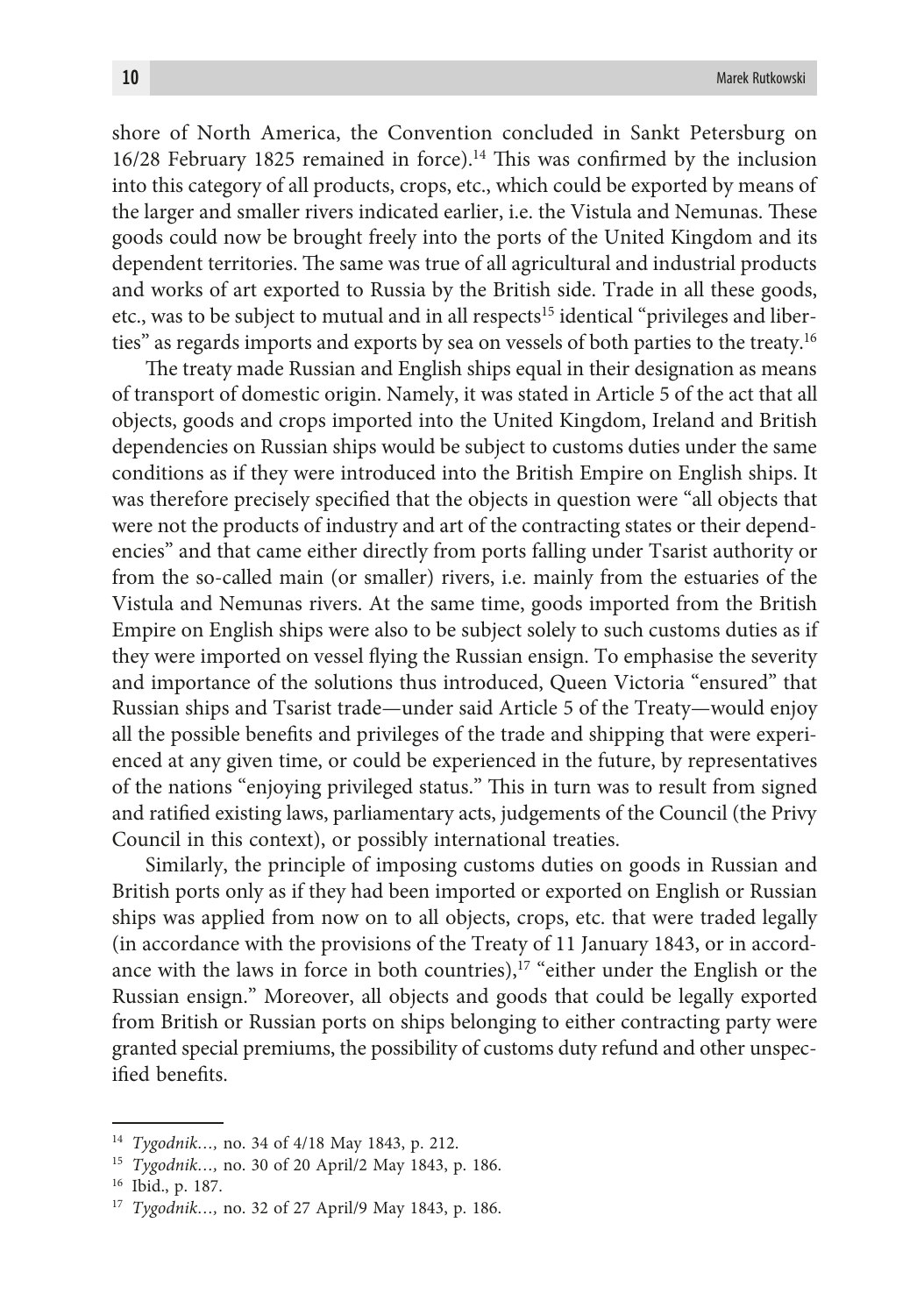shore of North America, the Convention concluded in Sankt Petersburg on 16/28 February 1825 remained in force).[14] This was confirmed by the inclusion into this category of all products, crops, etc., which could be exported by means of the larger and smaller rivers indicated earlier, i.e. the Vistula and Nemunas. These goods could now be brought freely into the ports of the United Kingdom and its dependent territories. The same was true of all agricultural and industrial products and works of art exported to Russia by the British side. Trade in all these goods, etc., was to be subject to mutual and in all respects[15] identical "privileges and liberties" as regards imports and exports by sea on vessels of both parties to the treaty.[16]

The treaty made Russian and English ships equal in their designation as means of transport of domestic origin. Namely, it was stated in Article 5 of the act that all objects, goods and crops imported into the United Kingdom, Ireland and British dependencies on Russian ships would be subject to customs duties under the same conditions as if they were introduced into the British Empire on English ships. It was therefore precisely specified that the objects in question were "all objects that were not the products of industry and art of the contracting states or their dependencies" and that came either directly from ports falling under Tsarist authority or from the so-called main (or smaller) rivers, i.e. mainly from the estuaries of the Vistula and Nemunas rivers. At the same time, goods imported from the British Empire on English ships were also to be subject solely to such customs duties as if they were imported on vessel flying the Russian ensign. To emphasise the severity and importance of the solutions thus introduced, Queen Victoria "ensured" that Russian ships and Tsarist trade—under said Article 5 of the Treaty—would enjoy all the possible benefits and privileges of the trade and shipping that were experienced at any given time, or could be experienced in the future, by representatives of the nations "enjoying privileged status." This in turn was to result from signed and ratified existing laws, parliamentary acts, judgements of the Council (the Privy Council in this context), or possibly international treaties.

Similarly, the principle of imposing customs duties on goods in Russian and British ports only as if they had been imported or exported on English or Russian ships was applied from now on to all objects, crops, etc. that were traded legally (in accordance with the provisions of the Treaty of 11 January 1843, or in accordance with the laws in force in both countries),[17] "either under the English or the Russian ensign." Moreover, all objects and goods that could be legally exported from British or Russian ports on ships belonging to either contracting party were granted special premiums, the possibility of customs duty refund and other unspecified benefits.

---

[14] *Tygodnik…,* no. 34 of 4/18 May 1843, p. 212.

[15] *Tygodnik…,* no. 30 of 20 April/2 May 1843, p. 186.

[16] Ibid., p. 187.

[17] *Tygodnik…,* no. 32 of 27 April/9 May 1843, p. 186.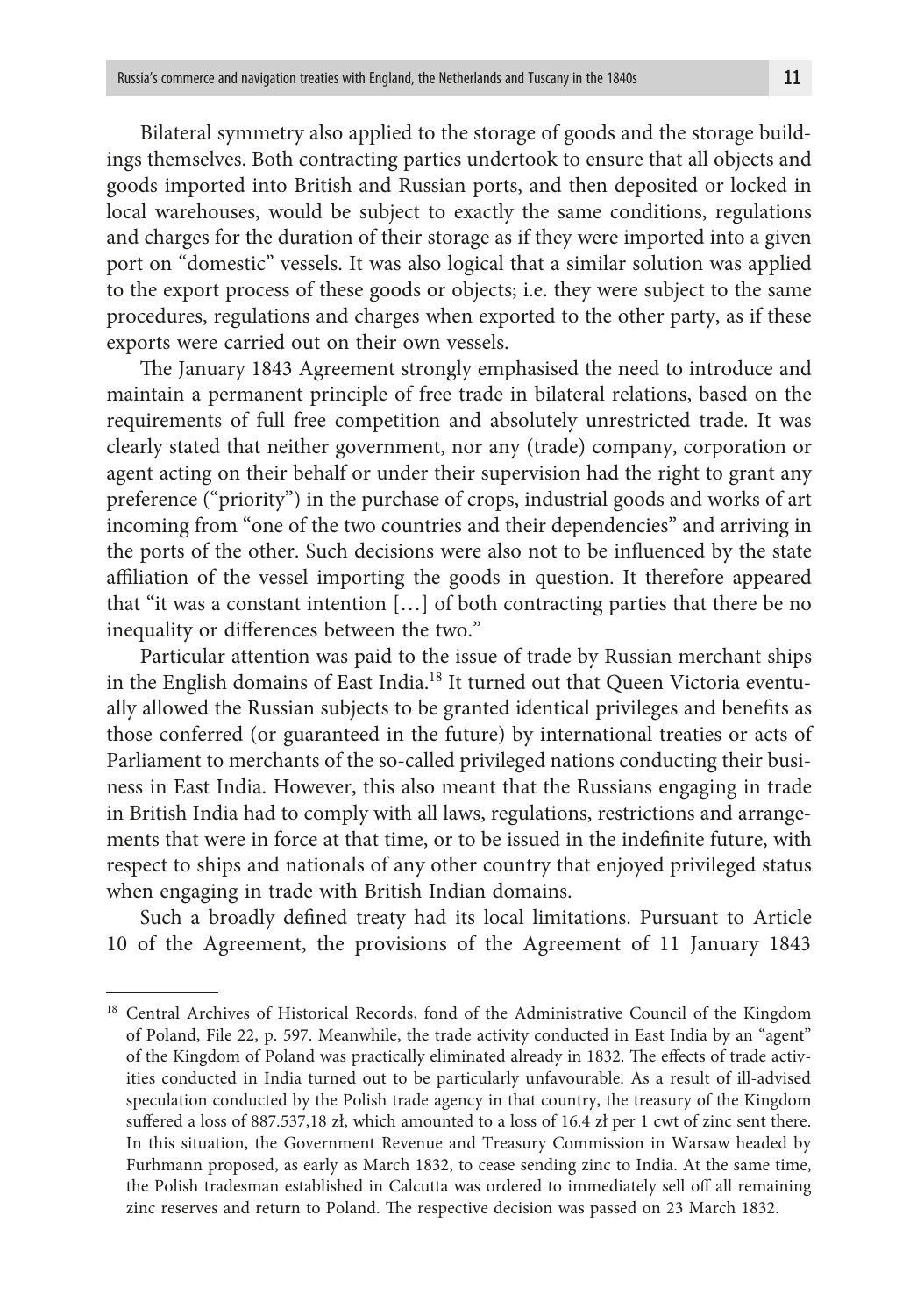Bilateral symmetry also applied to the storage of goods and the storage buildings themselves. Both contracting parties undertook to ensure that all objects and goods imported into British and Russian ports, and then deposited or locked in local warehouses, would be subject to exactly the same conditions, regulations and charges for the duration of their storage as if they were imported into a given port on "domestic" vessels. It was also logical that a similar solution was applied to the export process of these goods or objects; i.e. they were subject to the same procedures, regulations and charges when exported to the other party, as if these exports were carried out on their own vessels.

The January 1843 Agreement strongly emphasised the need to introduce and maintain a permanent principle of free trade in bilateral relations, based on the requirements of full free competition and absolutely unrestricted trade. It was clearly stated that neither government, nor any (trade) company, corporation or agent acting on their behalf or under their supervision had the right to grant any preference ("priority") in the purchase of crops, industrial goods and works of art incoming from "one of the two countries and their dependencies" and arriving in the ports of the other. Such decisions were also not to be influenced by the state affiliation of the vessel importing the goods in question. It therefore appeared that "it was a constant intention […] of both contracting parties that there be no inequality or differences between the two."

Particular attention was paid to the issue of trade by Russian merchant ships in the English domains of East India.[18] It turned out that Queen Victoria eventually allowed the Russian subjects to be granted identical privileges and benefits as those conferred (or guaranteed in the future) by international treaties or acts of Parliament to merchants of the so-called privileged nations conducting their business in East India. However, this also meant that the Russians engaging in trade in British India had to comply with all laws, regulations, restrictions and arrangements that were in force at that time, or to be issued in the indefinite future, with respect to ships and nationals of any other country that enjoyed privileged status when engaging in trade with British Indian domains.

Such a broadly defined treaty had its local limitations. Pursuant to Article 10 of the Agreement, the provisions of the Agreement of 11 January 1843

---

[18] Central Archives of Historical Records, fond of the Administrative Council of the Kingdom of Poland, File 22, p. 597. Meanwhile, the trade activity conducted in East India by an "agent" of the Kingdom of Poland was practically eliminated already in 1832. The effects of trade activities conducted in India turned out to be particularly unfavourable. As a result of ill-advised speculation conducted by the Polish trade agency in that country, the treasury of the Kingdom suffered a loss of 887.537,18 zł, which amounted to a loss of 16.4 zł per 1 cwt of zinc sent there. In this situation, the Government Revenue and Treasury Commission in Warsaw headed by Furhmann proposed, as early as March 1832, to cease sending zinc to India. At the same time, the Polish tradesman established in Calcutta was ordered to immediately sell off all remaining zinc reserves and return to Poland. The respective decision was passed on 23 March 1832.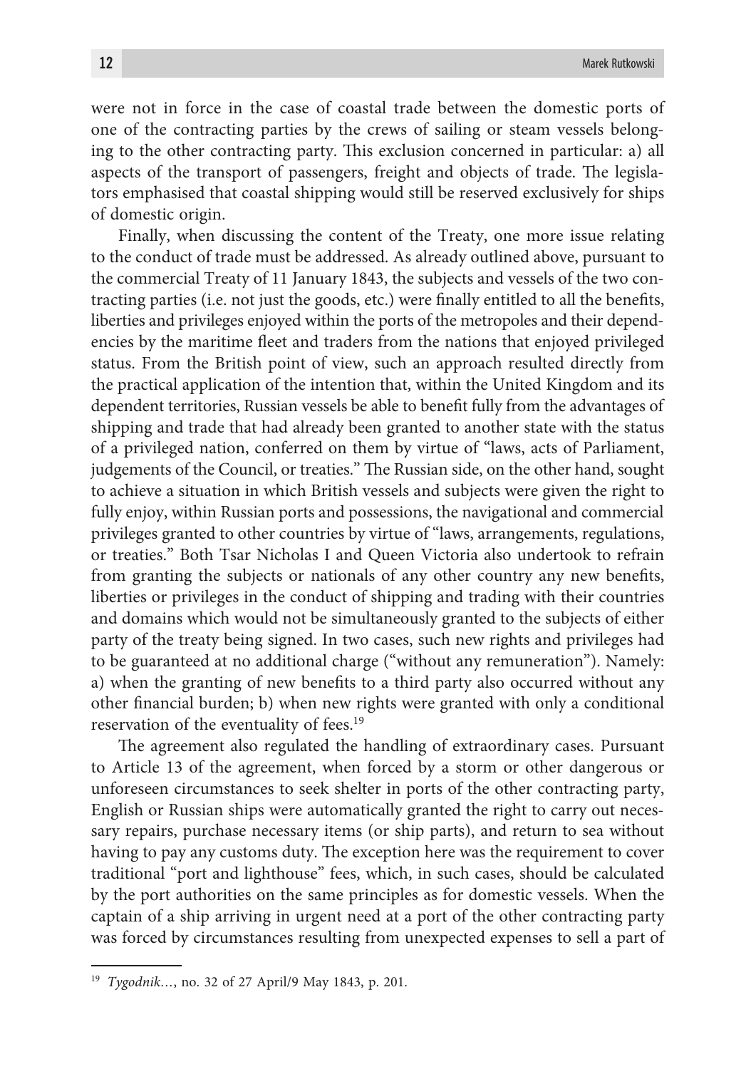were not in force in the case of coastal trade between the domestic ports of one of the contracting parties by the crews of sailing or steam vessels belonging to the other contracting party. This exclusion concerned in particular: a) all aspects of the transport of passengers, freight and objects of trade. The legislators emphasised that coastal shipping would still be reserved exclusively for ships of domestic origin.

Finally, when discussing the content of the Treaty, one more issue relating to the conduct of trade must be addressed. As already outlined above, pursuant to the commercial Treaty of 11 January 1843, the subjects and vessels of the two contracting parties (i.e. not just the goods, etc.) were finally entitled to all the benefits, liberties and privileges enjoyed within the ports of the metropoles and their dependencies by the maritime fleet and traders from the nations that enjoyed privileged status. From the British point of view, such an approach resulted directly from the practical application of the intention that, within the United Kingdom and its dependent territories, Russian vessels be able to benefit fully from the advantages of shipping and trade that had already been granted to another state with the status of a privileged nation, conferred on them by virtue of "laws, acts of Parliament, judgements of the Council, or treaties." The Russian side, on the other hand, sought to achieve a situation in which British vessels and subjects were given the right to fully enjoy, within Russian ports and possessions, the navigational and commercial privileges granted to other countries by virtue of "laws, arrangements, regulations, or treaties." Both Tsar Nicholas I and Queen Victoria also undertook to refrain from granting the subjects or nationals of any other country any new benefits, liberties or privileges in the conduct of shipping and trading with their countries and domains which would not be simultaneously granted to the subjects of either party of the treaty being signed. In two cases, such new rights and privileges had to be guaranteed at no additional charge ("without any remuneration"). Namely: a) when the granting of new benefits to a third party also occurred without any other financial burden; b) when new rights were granted with only a conditional reservation of the eventuality of fees.[19]

The agreement also regulated the handling of extraordinary cases. Pursuant to Article 13 of the agreement, when forced by a storm or other dangerous or unforeseen circumstances to seek shelter in ports of the other contracting party, English or Russian ships were automatically granted the right to carry out necessary repairs, purchase necessary items (or ship parts), and return to sea without having to pay any customs duty. The exception here was the requirement to cover traditional "port and lighthouse" fees, which, in such cases, should be calculated by the port authorities on the same principles as for domestic vessels. When the captain of a ship arriving in urgent need at a port of the other contracting party was forced by circumstances resulting from unexpected expenses to sell a part of

---

[19] *Tygodnik…*, no. 32 of 27 April/9 May 1843, p. 201.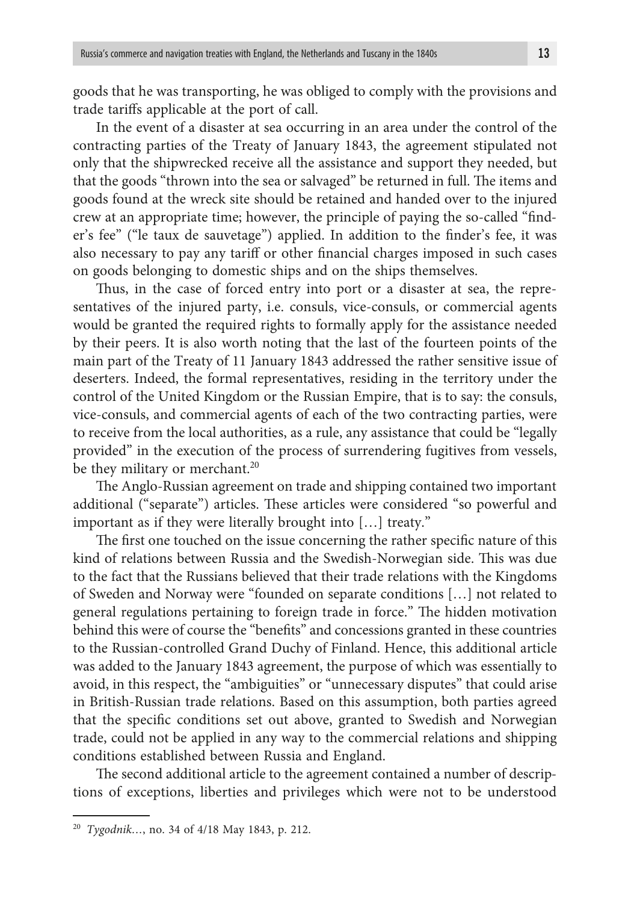goods that he was transporting, he was obliged to comply with the provisions and trade tariffs applicable at the port of call.

In the event of a disaster at sea occurring in an area under the control of the contracting parties of the Treaty of January 1843, the agreement stipulated not only that the shipwrecked receive all the assistance and support they needed, but that the goods "thrown into the sea or salvaged" be returned in full. The items and goods found at the wreck site should be retained and handed over to the injured crew at an appropriate time; however, the principle of paying the so-called "finder's fee" ("le taux de sauvetage") applied. In addition to the finder's fee, it was also necessary to pay any tariff or other financial charges imposed in such cases on goods belonging to domestic ships and on the ships themselves.

Thus, in the case of forced entry into port or a disaster at sea, the representatives of the injured party, i.e. consuls, vice-consuls, or commercial agents would be granted the required rights to formally apply for the assistance needed by their peers. It is also worth noting that the last of the fourteen points of the main part of the Treaty of 11 January 1843 addressed the rather sensitive issue of deserters. Indeed, the formal representatives, residing in the territory under the control of the United Kingdom or the Russian Empire, that is to say: the consuls, vice-consuls, and commercial agents of each of the two contracting parties, were to receive from the local authorities, as a rule, any assistance that could be "legally provided" in the execution of the process of surrendering fugitives from vessels, be they military or merchant.[20]

The Anglo-Russian agreement on trade and shipping contained two important additional ("separate") articles. These articles were considered "so powerful and important as if they were literally brought into […] treaty."

The first one touched on the issue concerning the rather specific nature of this kind of relations between Russia and the Swedish-Norwegian side. This was due to the fact that the Russians believed that their trade relations with the Kingdoms of Sweden and Norway were "founded on separate conditions […] not related to general regulations pertaining to foreign trade in force." The hidden motivation behind this were of course the "benefits" and concessions granted in these countries to the Russian-controlled Grand Duchy of Finland. Hence, this additional article was added to the January 1843 agreement, the purpose of which was essentially to avoid, in this respect, the "ambiguities" or "unnecessary disputes" that could arise in British-Russian trade relations. Based on this assumption, both parties agreed that the specific conditions set out above, granted to Swedish and Norwegian trade, could not be applied in any way to the commercial relations and shipping conditions established between Russia and England.

The second additional article to the agreement contained a number of descriptions of exceptions, liberties and privileges which were not to be understood

---

[20] *Tygodnik…*, no. 34 of 4/18 May 1843, p. 212.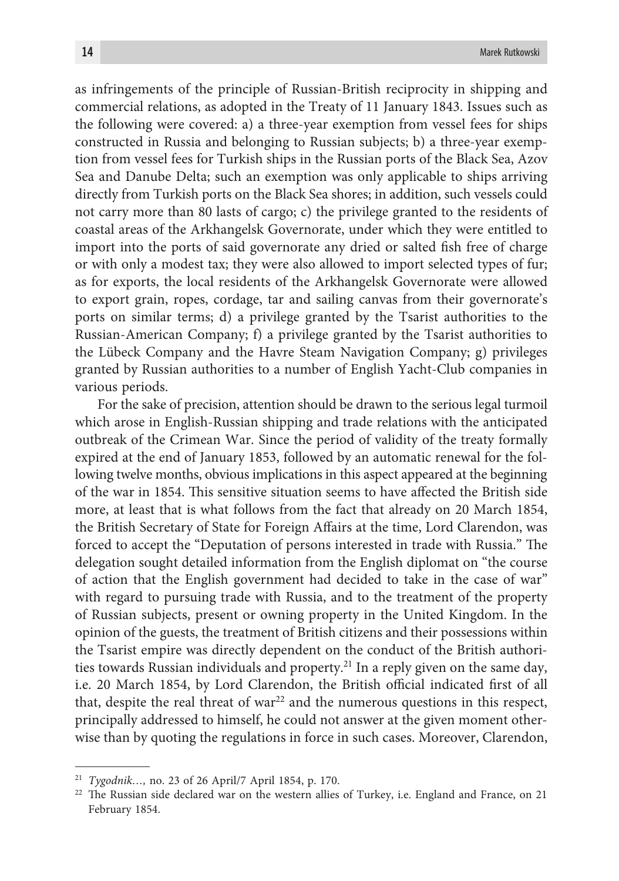as infringements of the principle of Russian-British reciprocity in shipping and commercial relations, as adopted in the Treaty of 11 January 1843. Issues such as the following were covered: a) a three-year exemption from vessel fees for ships constructed in Russia and belonging to Russian subjects; b) a three-year exemption from vessel fees for Turkish ships in the Russian ports of the Black Sea, Azov Sea and Danube Delta; such an exemption was only applicable to ships arriving directly from Turkish ports on the Black Sea shores; in addition, such vessels could not carry more than 80 lasts of cargo; c) the privilege granted to the residents of coastal areas of the Arkhangelsk Governorate, under which they were entitled to import into the ports of said governorate any dried or salted fish free of charge or with only a modest tax; they were also allowed to import selected types of fur; as for exports, the local residents of the Arkhangelsk Governorate were allowed to export grain, ropes, cordage, tar and sailing canvas from their governorate's ports on similar terms; d) a privilege granted by the Tsarist authorities to the Russian-American Company; f) a privilege granted by the Tsarist authorities to the Lübeck Company and the Havre Steam Navigation Company; g) privileges granted by Russian authorities to a number of English Yacht-Club companies in various periods.

For the sake of precision, attention should be drawn to the serious legal turmoil which arose in English-Russian shipping and trade relations with the anticipated outbreak of the Crimean War. Since the period of validity of the treaty formally expired at the end of January 1853, followed by an automatic renewal for the following twelve months, obvious implications in this aspect appeared at the beginning of the war in 1854. This sensitive situation seems to have affected the British side more, at least that is what follows from the fact that already on 20 March 1854, the British Secretary of State for Foreign Affairs at the time, Lord Clarendon, was forced to accept the "Deputation of persons interested in trade with Russia." The delegation sought detailed information from the English diplomat on "the course of action that the English government had decided to take in the case of war" with regard to pursuing trade with Russia, and to the treatment of the property of Russian subjects, present or owning property in the United Kingdom. In the opinion of the guests, the treatment of British citizens and their possessions within the Tsarist empire was directly dependent on the conduct of the British authorities towards Russian individuals and property.[21] In a reply given on the same day, i.e. 20 March 1854, by Lord Clarendon, the British official indicated first of all that, despite the real threat of war[22] and the numerous questions in this respect, principally addressed to himself, he could not answer at the given moment otherwise than by quoting the regulations in force in such cases. Moreover, Clarendon,

---

[21] *Tygodnik…,* no. 23 of 26 April/7 April 1854, p. 170.

[22] The Russian side declared war on the western allies of Turkey, i.e. England and France, on 21 February 1854.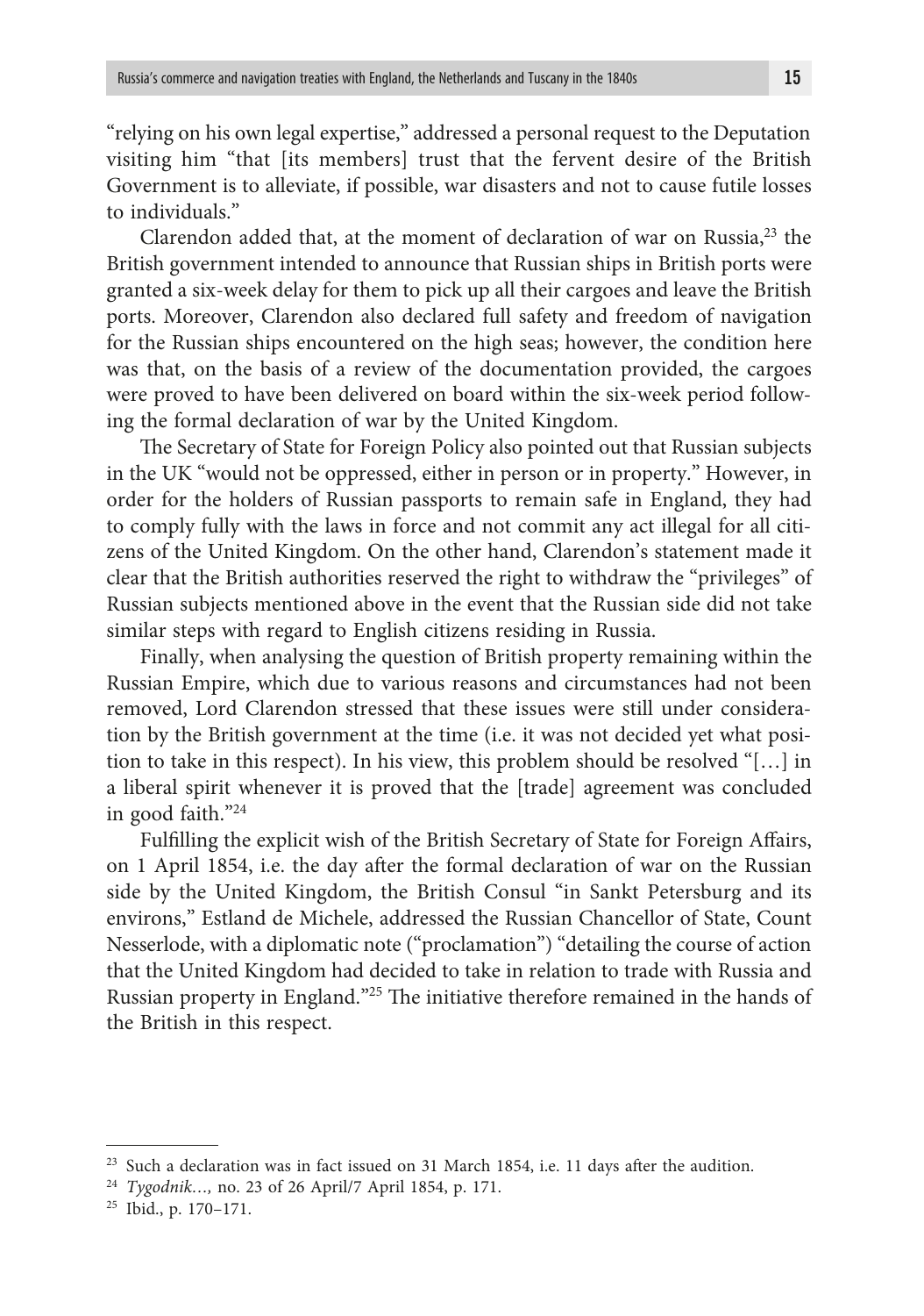"relying on his own legal expertise," addressed a personal request to the Deputation visiting him "that [its members] trust that the fervent desire of the British Government is to alleviate, if possible, war disasters and not to cause futile losses to individuals."

Clarendon added that, at the moment of declaration of war on Russia,[23] the British government intended to announce that Russian ships in British ports were granted a six-week delay for them to pick up all their cargoes and leave the British ports. Moreover, Clarendon also declared full safety and freedom of navigation for the Russian ships encountered on the high seas; however, the condition here was that, on the basis of a review of the documentation provided, the cargoes were proved to have been delivered on board within the six-week period following the formal declaration of war by the United Kingdom.

The Secretary of State for Foreign Policy also pointed out that Russian subjects in the UK "would not be oppressed, either in person or in property." However, in order for the holders of Russian passports to remain safe in England, they had to comply fully with the laws in force and not commit any act illegal for all citizens of the United Kingdom. On the other hand, Clarendon's statement made it clear that the British authorities reserved the right to withdraw the "privileges" of Russian subjects mentioned above in the event that the Russian side did not take similar steps with regard to English citizens residing in Russia.

Finally, when analysing the question of British property remaining within the Russian Empire, which due to various reasons and circumstances had not been removed, Lord Clarendon stressed that these issues were still under consideration by the British government at the time (i.e. it was not decided yet what position to take in this respect). In his view, this problem should be resolved "[…] in a liberal spirit whenever it is proved that the [trade] agreement was concluded in good faith."[24]

Fulfilling the explicit wish of the British Secretary of State for Foreign Affairs, on 1 April 1854, i.e. the day after the formal declaration of war on the Russian side by the United Kingdom, the British Consul "in Sankt Petersburg and its environs," Estland de Michele, addressed the Russian Chancellor of State, Count Nesserlode, with a diplomatic note ("proclamation") "detailing the course of action that the United Kingdom had decided to take in relation to trade with Russia and Russian property in England."[25] The initiative therefore remained in the hands of the British in this respect.

---

[23] Such a declaration was in fact issued on 31 March 1854, i.e. 11 days after the audition.

[24] *Tygodnik…,* no. 23 of 26 April/7 April 1854, p. 171.

[25] Ibid., p. 170–171.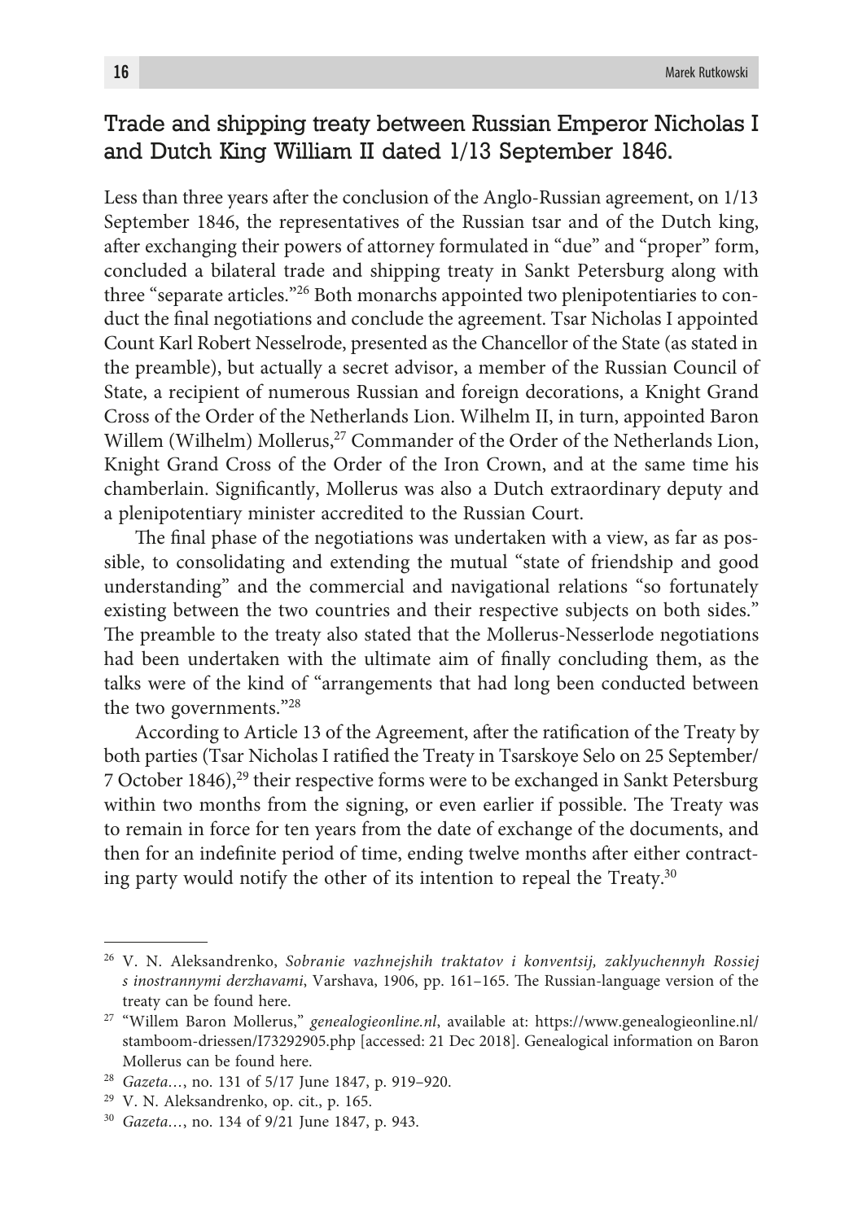## Trade and shipping treaty between Russian Emperor Nicholas I and Dutch King William II dated 1/13 September 1846.

Less than three years after the conclusion of the Anglo-Russian agreement, on 1/13 September 1846, the representatives of the Russian tsar and of the Dutch king, after exchanging their powers of attorney formulated in "due" and "proper" form, concluded a bilateral trade and shipping treaty in Sankt Petersburg along with three "separate articles."[26] Both monarchs appointed two plenipotentiaries to conduct the final negotiations and conclude the agreement. Tsar Nicholas I appointed Count Karl Robert Nesselrode, presented as the Chancellor of the State (as stated in the preamble), but actually a secret advisor, a member of the Russian Council of State, a recipient of numerous Russian and foreign decorations, a Knight Grand Cross of the Order of the Netherlands Lion. Wilhelm II, in turn, appointed Baron Willem (Wilhelm) Mollerus,[27] Commander of the Order of the Netherlands Lion, Knight Grand Cross of the Order of the Iron Crown, and at the same time his chamberlain. Significantly, Mollerus was also a Dutch extraordinary deputy and a plenipotentiary minister accredited to the Russian Court.

The final phase of the negotiations was undertaken with a view, as far as possible, to consolidating and extending the mutual "state of friendship and good understanding" and the commercial and navigational relations "so fortunately existing between the two countries and their respective subjects on both sides." The preamble to the treaty also stated that the Mollerus-Nesserlode negotiations had been undertaken with the ultimate aim of finally concluding them, as the talks were of the kind of "arrangements that had long been conducted between the two governments."[28]

According to Article 13 of the Agreement, after the ratification of the Treaty by both parties (Tsar Nicholas I ratified the Treaty in Tsarskoye Selo on 25 September/ 7 October 1846),[29] their respective forms were to be exchanged in Sankt Petersburg within two months from the signing, or even earlier if possible. The Treaty was to remain in force for ten years from the date of exchange of the documents, and then for an indefinite period of time, ending twelve months after either contracting party would notify the other of its intention to repeal the Treaty.[30]

---

[26] V. N. Aleksandrenko, *Sobranie vazhnejshih traktatov i konventsij, zaklyuchennyh Rossiej s inostrannymi derzhavami*, Varshava, 1906, pp. 161–165. The Russian-language version of the treaty can be found here.

[27] "Willem Baron Mollerus," *genealogieonline.nl*, available at: https://www.genealogieonline.nl/stamboom-driessen/I73292905.php [accessed: 21 Dec 2018]. Genealogical information on Baron Mollerus can be found here.

[28] *Gazeta…*, no. 131 of 5/17 June 1847, p. 919–920.

[29] V. N. Aleksandrenko, op. cit., p. 165.

[30] *Gazeta…*, no. 134 of 9/21 June 1847, p. 943.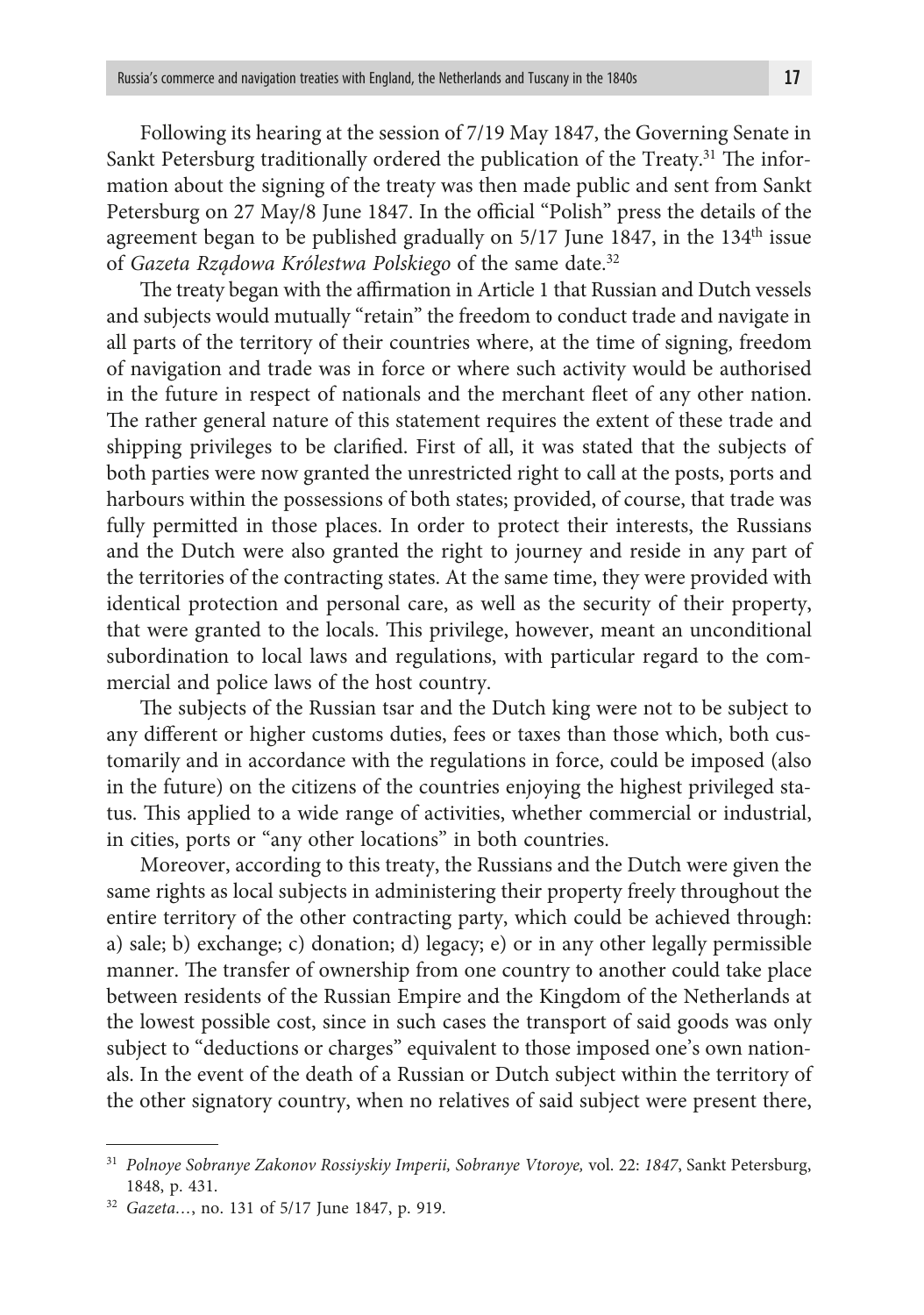Following its hearing at the session of 7/19 May 1847, the Governing Senate in Sankt Petersburg traditionally ordered the publication of the Treaty.[31] The information about the signing of the treaty was then made public and sent from Sankt Petersburg on 27 May/8 June 1847. In the official "Polish" press the details of the agreement began to be published gradually on 5/17 June 1847, in the 134th issue of *Gazeta Rządowa Królestwa Polskiego* of the same date.[32]

The treaty began with the affirmation in Article 1 that Russian and Dutch vessels and subjects would mutually "retain" the freedom to conduct trade and navigate in all parts of the territory of their countries where, at the time of signing, freedom of navigation and trade was in force or where such activity would be authorised in the future in respect of nationals and the merchant fleet of any other nation. The rather general nature of this statement requires the extent of these trade and shipping privileges to be clarified. First of all, it was stated that the subjects of both parties were now granted the unrestricted right to call at the posts, ports and harbours within the possessions of both states; provided, of course, that trade was fully permitted in those places. In order to protect their interests, the Russians and the Dutch were also granted the right to journey and reside in any part of the territories of the contracting states. At the same time, they were provided with identical protection and personal care, as well as the security of their property, that were granted to the locals. This privilege, however, meant an unconditional subordination to local laws and regulations, with particular regard to the commercial and police laws of the host country.

The subjects of the Russian tsar and the Dutch king were not to be subject to any different or higher customs duties, fees or taxes than those which, both customarily and in accordance with the regulations in force, could be imposed (also in the future) on the citizens of the countries enjoying the highest privileged status. This applied to a wide range of activities, whether commercial or industrial, in cities, ports or "any other locations" in both countries.

Moreover, according to this treaty, the Russians and the Dutch were given the same rights as local subjects in administering their property freely throughout the entire territory of the other contracting party, which could be achieved through: a) sale; b) exchange; c) donation; d) legacy; e) or in any other legally permissible manner. The transfer of ownership from one country to another could take place between residents of the Russian Empire and the Kingdom of the Netherlands at the lowest possible cost, since in such cases the transport of said goods was only subject to "deductions or charges" equivalent to those imposed one's own nationals. In the event of the death of a Russian or Dutch subject within the territory of the other signatory country, when no relatives of said subject were present there,

---

[31] *Polnoye Sobranye Zakonov Rossiyskiy Imperii, Sobranye Vtoroye,* vol. 22: *1847*, Sankt Petersburg, 1848, p. 431.

[32] *Gazeta…*, no. 131 of 5/17 June 1847, p. 919.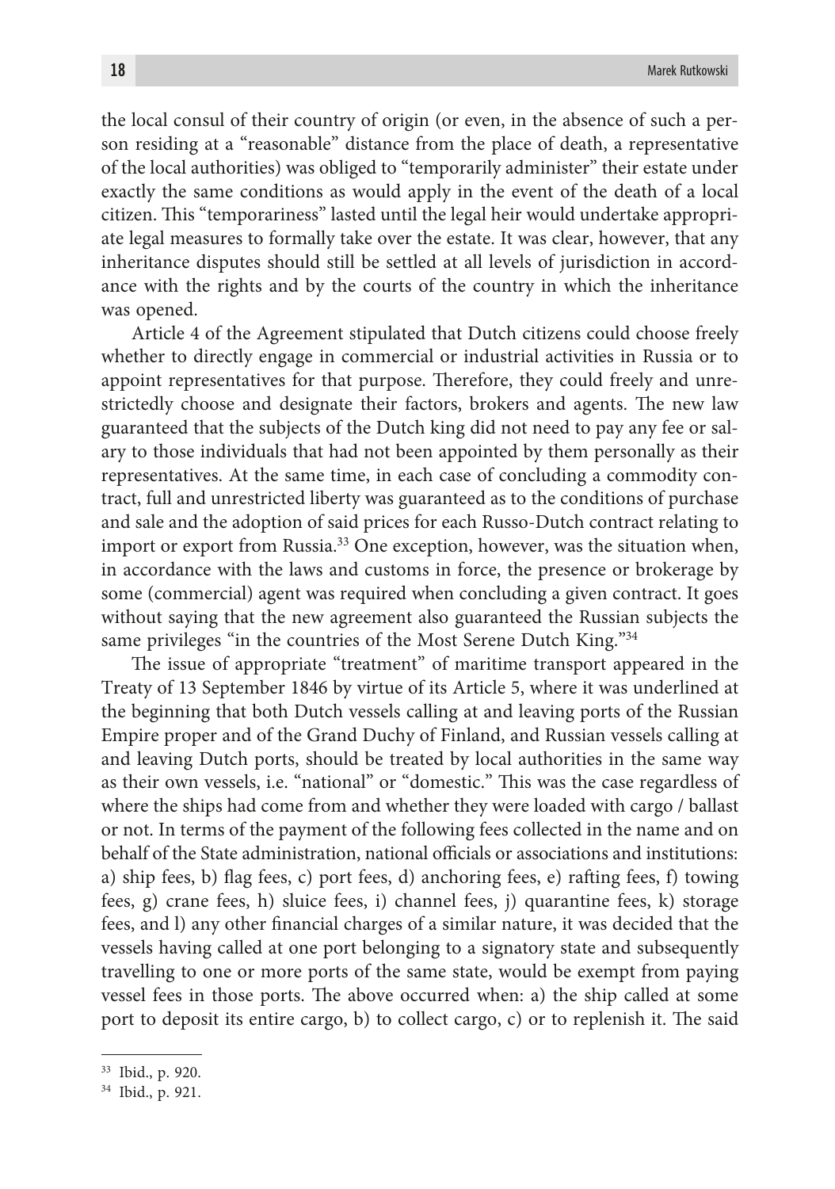the local consul of their country of origin (or even, in the absence of such a person residing at a "reasonable" distance from the place of death, a representative of the local authorities) was obliged to "temporarily administer" their estate under exactly the same conditions as would apply in the event of the death of a local citizen. This "temporariness" lasted until the legal heir would undertake appropriate legal measures to formally take over the estate. It was clear, however, that any inheritance disputes should still be settled at all levels of jurisdiction in accordance with the rights and by the courts of the country in which the inheritance was opened.

Article 4 of the Agreement stipulated that Dutch citizens could choose freely whether to directly engage in commercial or industrial activities in Russia or to appoint representatives for that purpose. Therefore, they could freely and unrestrictedly choose and designate their factors, brokers and agents. The new law guaranteed that the subjects of the Dutch king did not need to pay any fee or salary to those individuals that had not been appointed by them personally as their representatives. At the same time, in each case of concluding a commodity contract, full and unrestricted liberty was guaranteed as to the conditions of purchase and sale and the adoption of said prices for each Russo-Dutch contract relating to import or export from Russia.[33] One exception, however, was the situation when, in accordance with the laws and customs in force, the presence or brokerage by some (commercial) agent was required when concluding a given contract. It goes without saying that the new agreement also guaranteed the Russian subjects the same privileges "in the countries of the Most Serene Dutch King."[34]

The issue of appropriate "treatment" of maritime transport appeared in the Treaty of 13 September 1846 by virtue of its Article 5, where it was underlined at the beginning that both Dutch vessels calling at and leaving ports of the Russian Empire proper and of the Grand Duchy of Finland, and Russian vessels calling at and leaving Dutch ports, should be treated by local authorities in the same way as their own vessels, i.e. "national" or "domestic." This was the case regardless of where the ships had come from and whether they were loaded with cargo / ballast or not. In terms of the payment of the following fees collected in the name and on behalf of the State administration, national officials or associations and institutions: a) ship fees, b) flag fees, c) port fees, d) anchoring fees, e) rafting fees, f) towing fees, g) crane fees, h) sluice fees, i) channel fees, j) quarantine fees, k) storage fees, and l) any other financial charges of a similar nature, it was decided that the vessels having called at one port belonging to a signatory state and subsequently travelling to one or more ports of the same state, would be exempt from paying vessel fees in those ports. The above occurred when: a) the ship called at some port to deposit its entire cargo, b) to collect cargo, c) or to replenish it. The said

[33] Ibid., p. 920.

[34] Ibid., p. 921.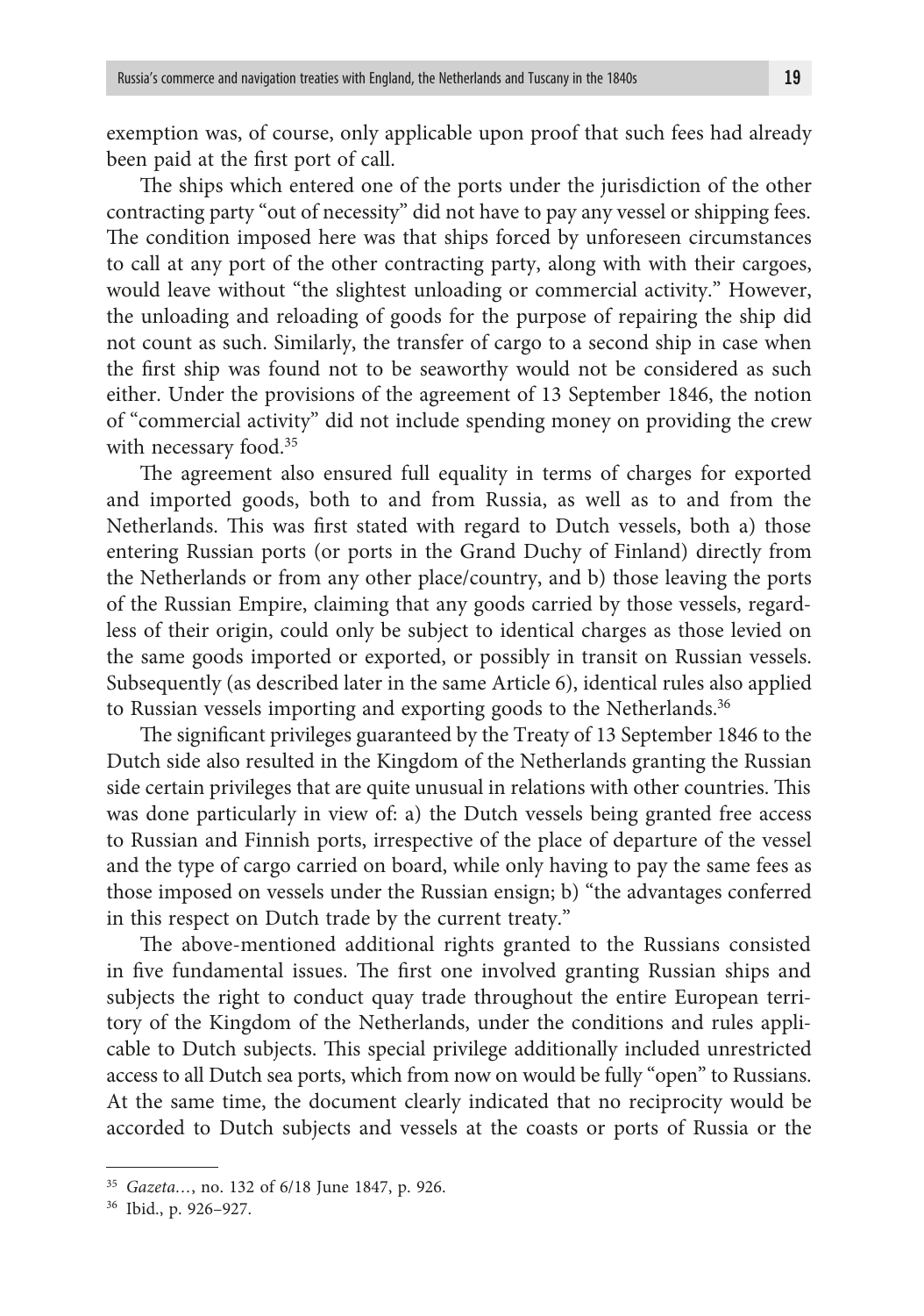exemption was, of course, only applicable upon proof that such fees had already been paid at the first port of call.

The ships which entered one of the ports under the jurisdiction of the other contracting party "out of necessity" did not have to pay any vessel or shipping fees. The condition imposed here was that ships forced by unforeseen circumstances to call at any port of the other contracting party, along with with their cargoes, would leave without "the slightest unloading or commercial activity." However, the unloading and reloading of goods for the purpose of repairing the ship did not count as such. Similarly, the transfer of cargo to a second ship in case when the first ship was found not to be seaworthy would not be considered as such either. Under the provisions of the agreement of 13 September 1846, the notion of "commercial activity" did not include spending money on providing the crew with necessary food.[35]

The agreement also ensured full equality in terms of charges for exported and imported goods, both to and from Russia, as well as to and from the Netherlands. This was first stated with regard to Dutch vessels, both a) those entering Russian ports (or ports in the Grand Duchy of Finland) directly from the Netherlands or from any other place/country, and b) those leaving the ports of the Russian Empire, claiming that any goods carried by those vessels, regardless of their origin, could only be subject to identical charges as those levied on the same goods imported or exported, or possibly in transit on Russian vessels. Subsequently (as described later in the same Article 6), identical rules also applied to Russian vessels importing and exporting goods to the Netherlands.[36]

The significant privileges guaranteed by the Treaty of 13 September 1846 to the Dutch side also resulted in the Kingdom of the Netherlands granting the Russian side certain privileges that are quite unusual in relations with other countries. This was done particularly in view of: a) the Dutch vessels being granted free access to Russian and Finnish ports, irrespective of the place of departure of the vessel and the type of cargo carried on board, while only having to pay the same fees as those imposed on vessels under the Russian ensign; b) "the advantages conferred in this respect on Dutch trade by the current treaty."

The above-mentioned additional rights granted to the Russians consisted in five fundamental issues. The first one involved granting Russian ships and subjects the right to conduct quay trade throughout the entire European territory of the Kingdom of the Netherlands, under the conditions and rules applicable to Dutch subjects. This special privilege additionally included unrestricted access to all Dutch sea ports, which from now on would be fully "open" to Russians. At the same time, the document clearly indicated that no reciprocity would be accorded to Dutch subjects and vessels at the coasts or ports of Russia or the

---

[35] *Gazeta…*, no. 132 of 6/18 June 1847, p. 926.

[36] Ibid., p. 926–927.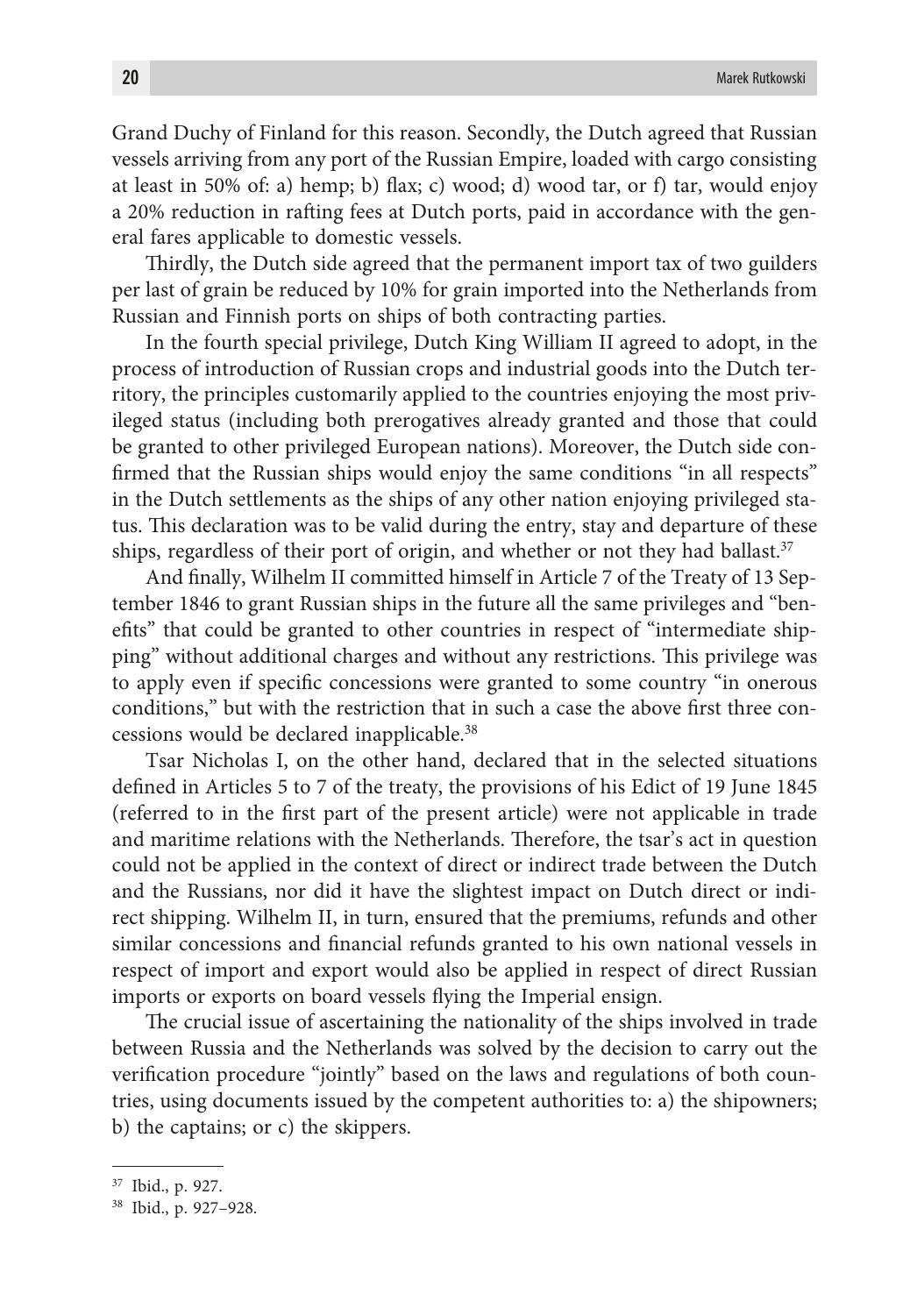Grand Duchy of Finland for this reason. Secondly, the Dutch agreed that Russian vessels arriving from any port of the Russian Empire, loaded with cargo consisting at least in 50% of: a) hemp; b) flax; c) wood; d) wood tar, or f) tar, would enjoy a 20% reduction in rafting fees at Dutch ports, paid in accordance with the general fares applicable to domestic vessels.

Thirdly, the Dutch side agreed that the permanent import tax of two guilders per last of grain be reduced by 10% for grain imported into the Netherlands from Russian and Finnish ports on ships of both contracting parties.

In the fourth special privilege, Dutch King William II agreed to adopt, in the process of introduction of Russian crops and industrial goods into the Dutch territory, the principles customarily applied to the countries enjoying the most privileged status (including both prerogatives already granted and those that could be granted to other privileged European nations). Moreover, the Dutch side confirmed that the Russian ships would enjoy the same conditions "in all respects" in the Dutch settlements as the ships of any other nation enjoying privileged status. This declaration was to be valid during the entry, stay and departure of these ships, regardless of their port of origin, and whether or not they had ballast.[37]

And finally, Wilhelm II committed himself in Article 7 of the Treaty of 13 September 1846 to grant Russian ships in the future all the same privileges and "benefits" that could be granted to other countries in respect of "intermediate shipping" without additional charges and without any restrictions. This privilege was to apply even if specific concessions were granted to some country "in onerous conditions," but with the restriction that in such a case the above first three concessions would be declared inapplicable.[38]

Tsar Nicholas I, on the other hand, declared that in the selected situations defined in Articles 5 to 7 of the treaty, the provisions of his Edict of 19 June 1845 (referred to in the first part of the present article) were not applicable in trade and maritime relations with the Netherlands. Therefore, the tsar's act in question could not be applied in the context of direct or indirect trade between the Dutch and the Russians, nor did it have the slightest impact on Dutch direct or indirect shipping. Wilhelm II, in turn, ensured that the premiums, refunds and other similar concessions and financial refunds granted to his own national vessels in respect of import and export would also be applied in respect of direct Russian imports or exports on board vessels flying the Imperial ensign.

The crucial issue of ascertaining the nationality of the ships involved in trade between Russia and the Netherlands was solved by the decision to carry out the verification procedure "jointly" based on the laws and regulations of both countries, using documents issued by the competent authorities to: a) the shipowners; b) the captains; or c) the skippers.

---

[37] Ibid., p. 927.

[38] Ibid., p. 927–928.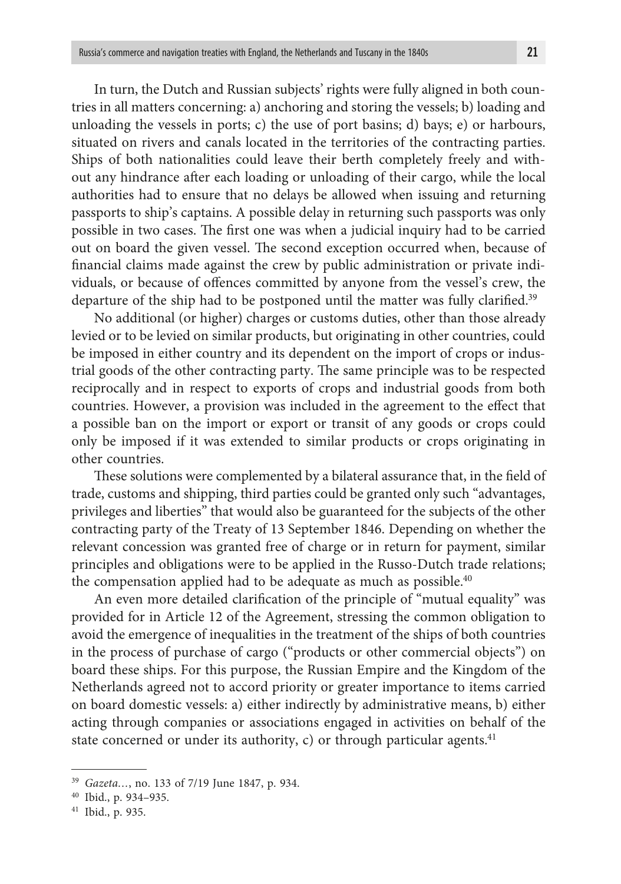In turn, the Dutch and Russian subjects' rights were fully aligned in both countries in all matters concerning: a) anchoring and storing the vessels; b) loading and unloading the vessels in ports; c) the use of port basins; d) bays; e) or harbours, situated on rivers and canals located in the territories of the contracting parties. Ships of both nationalities could leave their berth completely freely and without any hindrance after each loading or unloading of their cargo, while the local authorities had to ensure that no delays be allowed when issuing and returning passports to ship's captains. A possible delay in returning such passports was only possible in two cases. The first one was when a judicial inquiry had to be carried out on board the given vessel. The second exception occurred when, because of financial claims made against the crew by public administration or private individuals, or because of offences committed by anyone from the vessel's crew, the departure of the ship had to be postponed until the matter was fully clarified.[39]

No additional (or higher) charges or customs duties, other than those already levied or to be levied on similar products, but originating in other countries, could be imposed in either country and its dependent on the import of crops or industrial goods of the other contracting party. The same principle was to be respected reciprocally and in respect to exports of crops and industrial goods from both countries. However, a provision was included in the agreement to the effect that a possible ban on the import or export or transit of any goods or crops could only be imposed if it was extended to similar products or crops originating in other countries.

These solutions were complemented by a bilateral assurance that, in the field of trade, customs and shipping, third parties could be granted only such "advantages, privileges and liberties" that would also be guaranteed for the subjects of the other contracting party of the Treaty of 13 September 1846. Depending on whether the relevant concession was granted free of charge or in return for payment, similar principles and obligations were to be applied in the Russo-Dutch trade relations; the compensation applied had to be adequate as much as possible.[40]

An even more detailed clarification of the principle of "mutual equality" was provided for in Article 12 of the Agreement, stressing the common obligation to avoid the emergence of inequalities in the treatment of the ships of both countries in the process of purchase of cargo ("products or other commercial objects") on board these ships. For this purpose, the Russian Empire and the Kingdom of the Netherlands agreed not to accord priority or greater importance to items carried on board domestic vessels: a) either indirectly by administrative means, b) either acting through companies or associations engaged in activities on behalf of the state concerned or under its authority, c) or through particular agents.[41]

---

[39] *Gazeta…*, no. 133 of 7/19 June 1847, p. 934.

[40] Ibid., p. 934–935.

[41] Ibid., p. 935.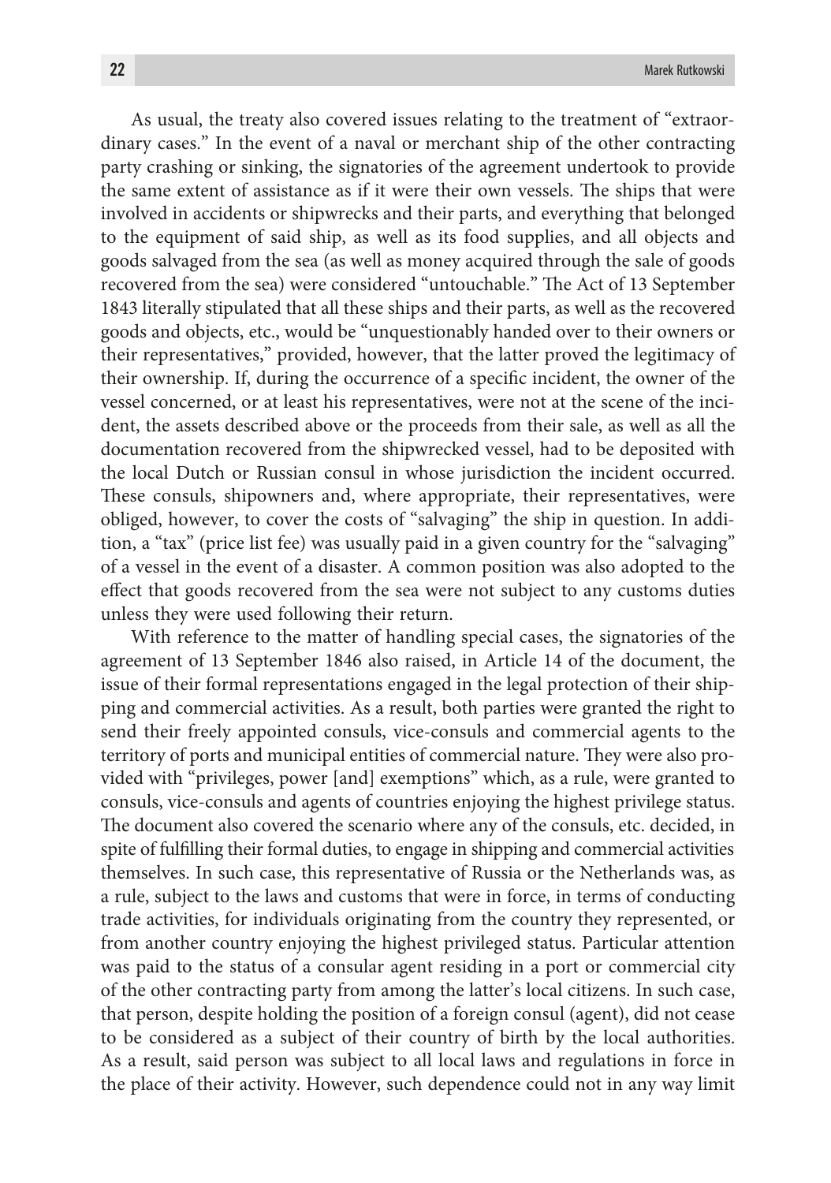As usual, the treaty also covered issues relating to the treatment of "extraordinary cases." In the event of a naval or merchant ship of the other contracting party crashing or sinking, the signatories of the agreement undertook to provide the same extent of assistance as if it were their own vessels. The ships that were involved in accidents or shipwrecks and their parts, and everything that belonged to the equipment of said ship, as well as its food supplies, and all objects and goods salvaged from the sea (as well as money acquired through the sale of goods recovered from the sea) were considered "untouchable." The Act of 13 September 1843 literally stipulated that all these ships and their parts, as well as the recovered goods and objects, etc., would be "unquestionably handed over to their owners or their representatives," provided, however, that the latter proved the legitimacy of their ownership. If, during the occurrence of a specific incident, the owner of the vessel concerned, or at least his representatives, were not at the scene of the incident, the assets described above or the proceeds from their sale, as well as all the documentation recovered from the shipwrecked vessel, had to be deposited with the local Dutch or Russian consul in whose jurisdiction the incident occurred. These consuls, shipowners and, where appropriate, their representatives, were obliged, however, to cover the costs of "salvaging" the ship in question. In addition, a "tax" (price list fee) was usually paid in a given country for the "salvaging" of a vessel in the event of a disaster. A common position was also adopted to the effect that goods recovered from the sea were not subject to any customs duties unless they were used following their return.

With reference to the matter of handling special cases, the signatories of the agreement of 13 September 1846 also raised, in Article 14 of the document, the issue of their formal representations engaged in the legal protection of their shipping and commercial activities. As a result, both parties were granted the right to send their freely appointed consuls, vice-consuls and commercial agents to the territory of ports and municipal entities of commercial nature. They were also provided with "privileges, power [and] exemptions" which, as a rule, were granted to consuls, vice-consuls and agents of countries enjoying the highest privilege status. The document also covered the scenario where any of the consuls, etc. decided, in spite of fulfilling their formal duties, to engage in shipping and commercial activities themselves. In such case, this representative of Russia or the Netherlands was, as a rule, subject to the laws and customs that were in force, in terms of conducting trade activities, for individuals originating from the country they represented, or from another country enjoying the highest privileged status. Particular attention was paid to the status of a consular agent residing in a port or commercial city of the other contracting party from among the latter's local citizens. In such case, that person, despite holding the position of a foreign consul (agent), did not cease to be considered as a subject of their country of birth by the local authorities. As a result, said person was subject to all local laws and regulations in force in the place of their activity. However, such dependence could not in any way limit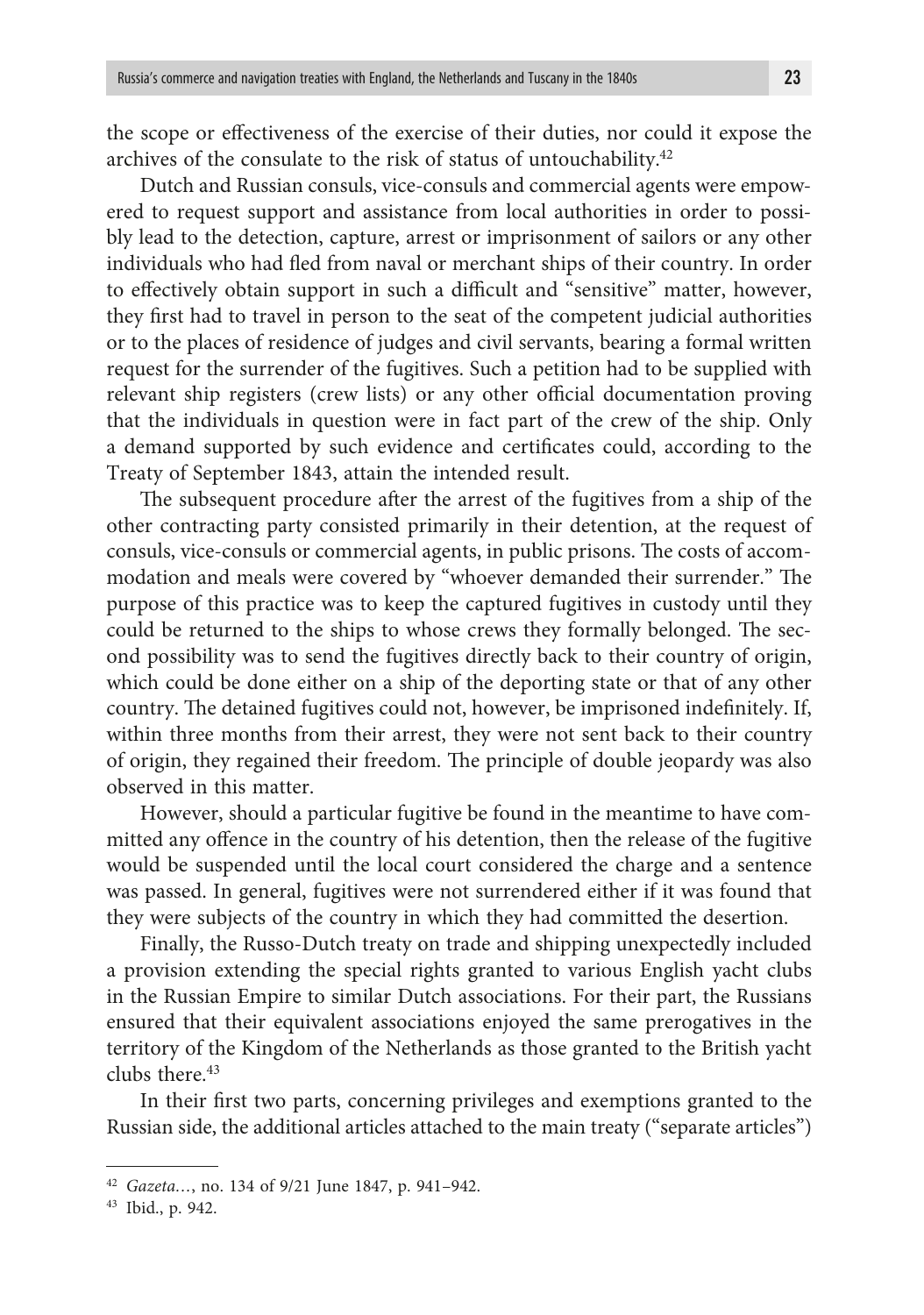the scope or effectiveness of the exercise of their duties, nor could it expose the archives of the consulate to the risk of status of untouchability.[42]

Dutch and Russian consuls, vice-consuls and commercial agents were empowered to request support and assistance from local authorities in order to possibly lead to the detection, capture, arrest or imprisonment of sailors or any other individuals who had fled from naval or merchant ships of their country. In order to effectively obtain support in such a difficult and "sensitive" matter, however, they first had to travel in person to the seat of the competent judicial authorities or to the places of residence of judges and civil servants, bearing a formal written request for the surrender of the fugitives. Such a petition had to be supplied with relevant ship registers (crew lists) or any other official documentation proving that the individuals in question were in fact part of the crew of the ship. Only a demand supported by such evidence and certificates could, according to the Treaty of September 1843, attain the intended result.

The subsequent procedure after the arrest of the fugitives from a ship of the other contracting party consisted primarily in their detention, at the request of consuls, vice-consuls or commercial agents, in public prisons. The costs of accommodation and meals were covered by "whoever demanded their surrender." The purpose of this practice was to keep the captured fugitives in custody until they could be returned to the ships to whose crews they formally belonged. The second possibility was to send the fugitives directly back to their country of origin, which could be done either on a ship of the deporting state or that of any other country. The detained fugitives could not, however, be imprisoned indefinitely. If, within three months from their arrest, they were not sent back to their country of origin, they regained their freedom. The principle of double jeopardy was also observed in this matter.

However, should a particular fugitive be found in the meantime to have committed any offence in the country of his detention, then the release of the fugitive would be suspended until the local court considered the charge and a sentence was passed. In general, fugitives were not surrendered either if it was found that they were subjects of the country in which they had committed the desertion.

Finally, the Russo-Dutch treaty on trade and shipping unexpectedly included a provision extending the special rights granted to various English yacht clubs in the Russian Empire to similar Dutch associations. For their part, the Russians ensured that their equivalent associations enjoyed the same prerogatives in the territory of the Kingdom of the Netherlands as those granted to the British yacht clubs there.[43]

In their first two parts, concerning privileges and exemptions granted to the Russian side, the additional articles attached to the main treaty ("separate articles")

---

[42] *Gazeta…*, no. 134 of 9/21 June 1847, p. 941–942.

[43] Ibid., p. 942.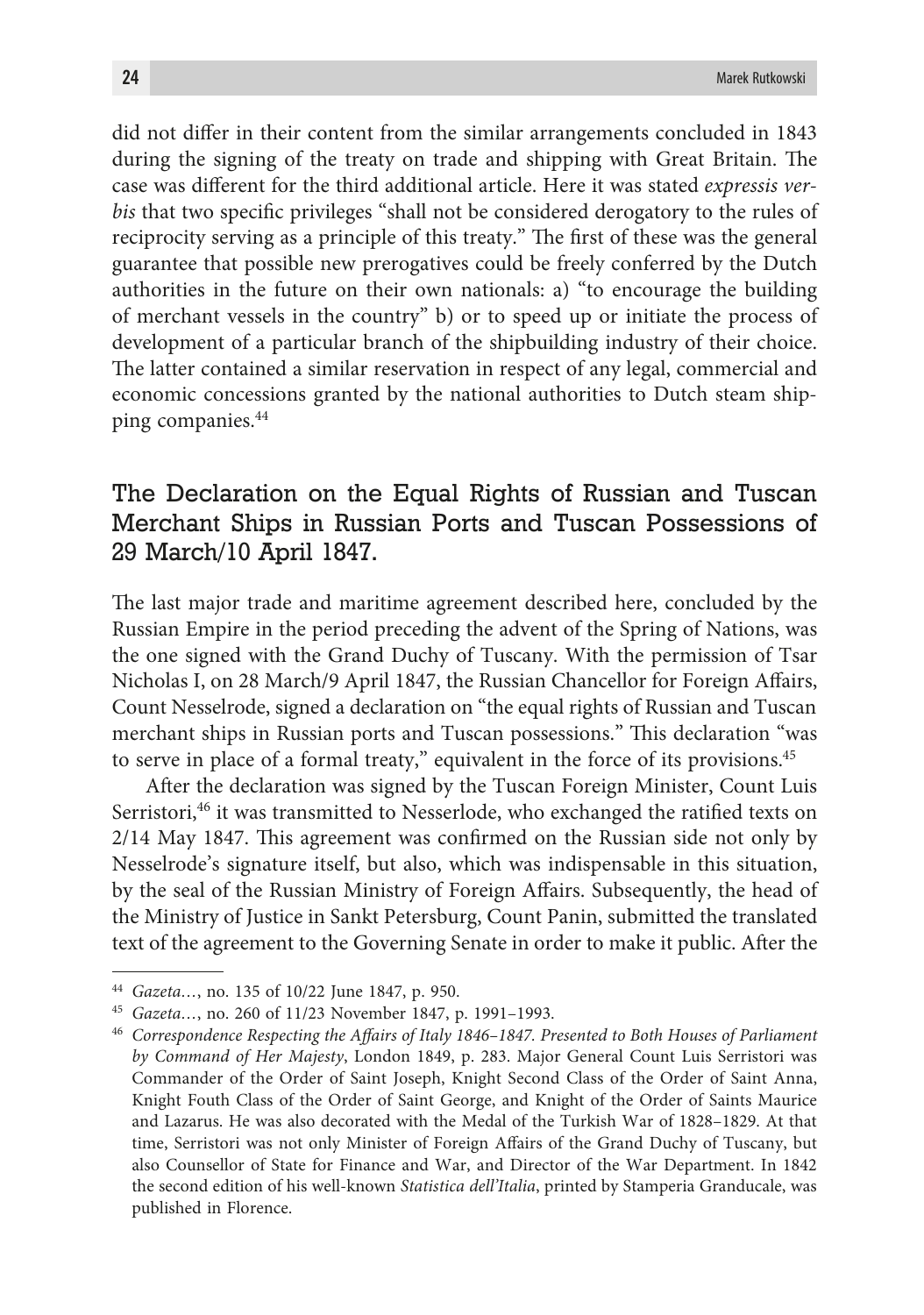did not differ in their content from the similar arrangements concluded in 1843 during the signing of the treaty on trade and shipping with Great Britain. The case was different for the third additional article. Here it was stated *expressis verbis* that two specific privileges "shall not be considered derogatory to the rules of reciprocity serving as a principle of this treaty." The first of these was the general guarantee that possible new prerogatives could be freely conferred by the Dutch authorities in the future on their own nationals: a) "to encourage the building of merchant vessels in the country" b) or to speed up or initiate the process of development of a particular branch of the shipbuilding industry of their choice. The latter contained a similar reservation in respect of any legal, commercial and economic concessions granted by the national authorities to Dutch steam shipping companies.[44]

## The Declaration on the Equal Rights of Russian and Tuscan Merchant Ships in Russian Ports and Tuscan Possessions of 29 March/10 April 1847.

The last major trade and maritime agreement described here, concluded by the Russian Empire in the period preceding the advent of the Spring of Nations, was the one signed with the Grand Duchy of Tuscany. With the permission of Tsar Nicholas I, on 28 March/9 April 1847, the Russian Chancellor for Foreign Affairs, Count Nesselrode, signed a declaration on "the equal rights of Russian and Tuscan merchant ships in Russian ports and Tuscan possessions." This declaration "was to serve in place of a formal treaty," equivalent in the force of its provisions.[45]

After the declaration was signed by the Tuscan Foreign Minister, Count Luis Serristori,[46] it was transmitted to Nesserlode, who exchanged the ratified texts on 2/14 May 1847. This agreement was confirmed on the Russian side not only by Nesselrode's signature itself, but also, which was indispensable in this situation, by the seal of the Russian Ministry of Foreign Affairs. Subsequently, the head of the Ministry of Justice in Sankt Petersburg, Count Panin, submitted the translated text of the agreement to the Governing Senate in order to make it public. After the

---

[44] *Gazeta…*, no. 135 of 10/22 June 1847, p. 950.

[45] *Gazeta…*, no. 260 of 11/23 November 1847, p. 1991–1993.

[46] *Correspondence Respecting the Affairs of Italy 1846–1847. Presented to Both Houses of Parliament by Command of Her Majesty*, London 1849, p. 283. Major General Count Luis Serristori was Commander of the Order of Saint Joseph, Knight Second Class of the Order of Saint Anna, Knight Fouth Class of the Order of Saint George, and Knight of the Order of Saints Maurice and Lazarus. He was also decorated with the Medal of the Turkish War of 1828–1829. At that time, Serristori was not only Minister of Foreign Affairs of the Grand Duchy of Tuscany, but also Counsellor of State for Finance and War, and Director of the War Department. In 1842 the second edition of his well-known *Statistica dell'Italia*, printed by Stamperia Granducale, was published in Florence.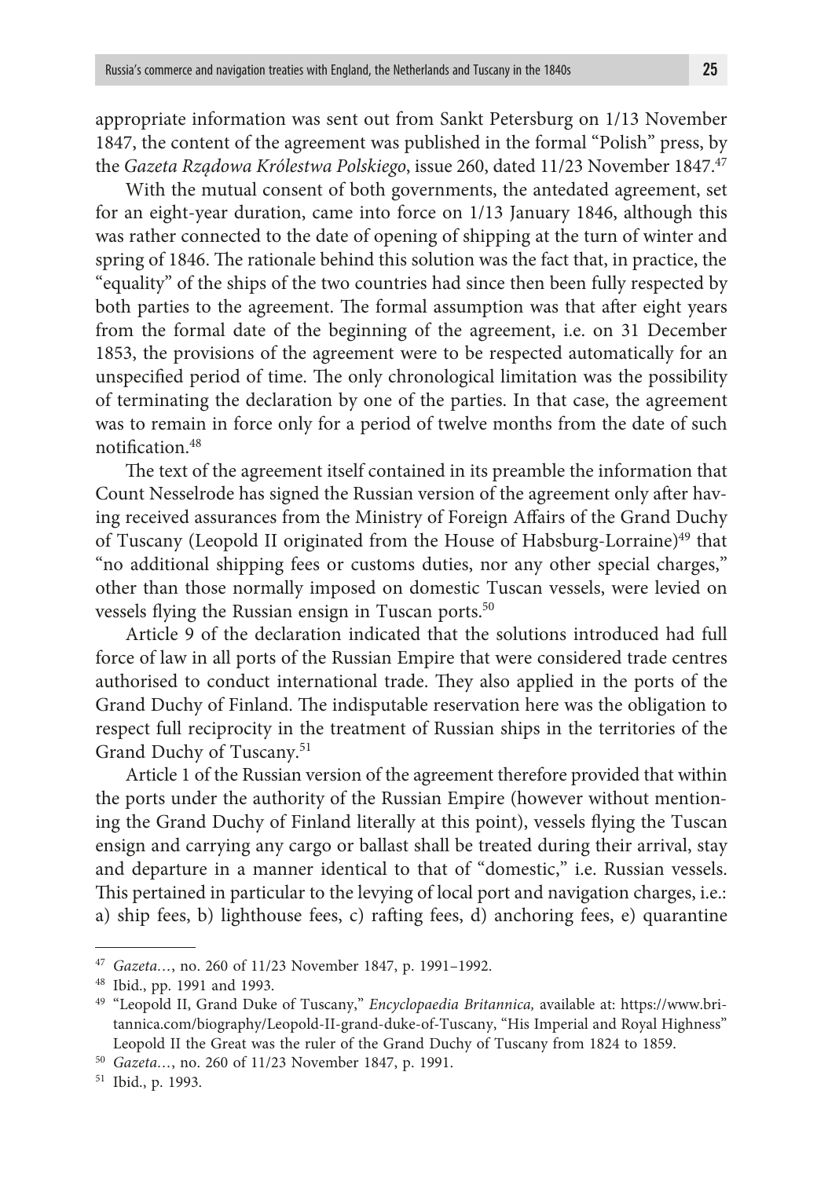appropriate information was sent out from Sankt Petersburg on 1/13 November 1847, the content of the agreement was published in the formal "Polish" press, by the *Gazeta Rządowa Królestwa Polskiego*, issue 260, dated 11/23 November 1847.[47]

With the mutual consent of both governments, the antedated agreement, set for an eight-year duration, came into force on 1/13 January 1846, although this was rather connected to the date of opening of shipping at the turn of winter and spring of 1846. The rationale behind this solution was the fact that, in practice, the "equality" of the ships of the two countries had since then been fully respected by both parties to the agreement. The formal assumption was that after eight years from the formal date of the beginning of the agreement, i.e. on 31 December 1853, the provisions of the agreement were to be respected automatically for an unspecified period of time. The only chronological limitation was the possibility of terminating the declaration by one of the parties. In that case, the agreement was to remain in force only for a period of twelve months from the date of such notification.[48]

The text of the agreement itself contained in its preamble the information that Count Nesselrode has signed the Russian version of the agreement only after having received assurances from the Ministry of Foreign Affairs of the Grand Duchy of Tuscany (Leopold II originated from the House of Habsburg-Lorraine)[49] that "no additional shipping fees or customs duties, nor any other special charges," other than those normally imposed on domestic Tuscan vessels, were levied on vessels flying the Russian ensign in Tuscan ports.[50]

Article 9 of the declaration indicated that the solutions introduced had full force of law in all ports of the Russian Empire that were considered trade centres authorised to conduct international trade. They also applied in the ports of the Grand Duchy of Finland. The indisputable reservation here was the obligation to respect full reciprocity in the treatment of Russian ships in the territories of the Grand Duchy of Tuscany.[51]

Article 1 of the Russian version of the agreement therefore provided that within the ports under the authority of the Russian Empire (however without mentioning the Grand Duchy of Finland literally at this point), vessels flying the Tuscan ensign and carrying any cargo or ballast shall be treated during their arrival, stay and departure in a manner identical to that of "domestic," i.e. Russian vessels. This pertained in particular to the levying of local port and navigation charges, i.e.: a) ship fees, b) lighthouse fees, c) rafting fees, d) anchoring fees, e) quarantine

---

[47] *Gazeta…*, no. 260 of 11/23 November 1847, p. 1991–1992.

[48] Ibid., pp. 1991 and 1993.

[49] "Leopold II, Grand Duke of Tuscany," *Encyclopaedia Britannica,* available at: https://www.britannica.com/biography/Leopold-II-grand-duke-of-Tuscany, "His Imperial and Royal Highness" Leopold II the Great was the ruler of the Grand Duchy of Tuscany from 1824 to 1859.

[50] *Gazeta…*, no. 260 of 11/23 November 1847, p. 1991.

[51] Ibid., p. 1993.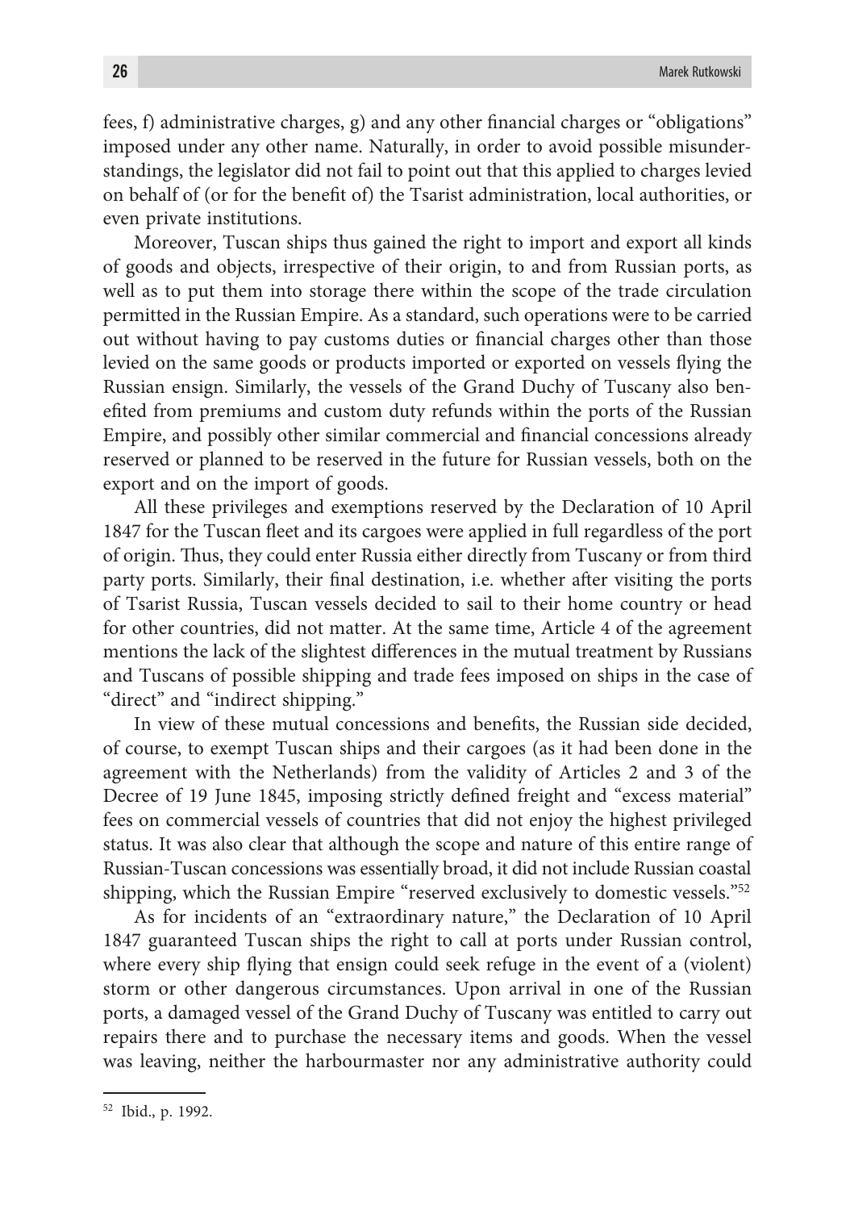fees, f) administrative charges, g) and any other financial charges or "obligations" imposed under any other name. Naturally, in order to avoid possible misunderstandings, the legislator did not fail to point out that this applied to charges levied on behalf of (or for the benefit of) the Tsarist administration, local authorities, or even private institutions.

Moreover, Tuscan ships thus gained the right to import and export all kinds of goods and objects, irrespective of their origin, to and from Russian ports, as well as to put them into storage there within the scope of the trade circulation permitted in the Russian Empire. As a standard, such operations were to be carried out without having to pay customs duties or financial charges other than those levied on the same goods or products imported or exported on vessels flying the Russian ensign. Similarly, the vessels of the Grand Duchy of Tuscany also benefited from premiums and custom duty refunds within the ports of the Russian Empire, and possibly other similar commercial and financial concessions already reserved or planned to be reserved in the future for Russian vessels, both on the export and on the import of goods.

All these privileges and exemptions reserved by the Declaration of 10 April 1847 for the Tuscan fleet and its cargoes were applied in full regardless of the port of origin. Thus, they could enter Russia either directly from Tuscany or from third party ports. Similarly, their final destination, i.e. whether after visiting the ports of Tsarist Russia, Tuscan vessels decided to sail to their home country or head for other countries, did not matter. At the same time, Article 4 of the agreement mentions the lack of the slightest differences in the mutual treatment by Russians and Tuscans of possible shipping and trade fees imposed on ships in the case of "direct" and "indirect shipping."

In view of these mutual concessions and benefits, the Russian side decided, of course, to exempt Tuscan ships and their cargoes (as it had been done in the agreement with the Netherlands) from the validity of Articles 2 and 3 of the Decree of 19 June 1845, imposing strictly defined freight and "excess material" fees on commercial vessels of countries that did not enjoy the highest privileged status. It was also clear that although the scope and nature of this entire range of Russian-Tuscan concessions was essentially broad, it did not include Russian coastal shipping, which the Russian Empire "reserved exclusively to domestic vessels."[52]

As for incidents of an "extraordinary nature," the Declaration of 10 April 1847 guaranteed Tuscan ships the right to call at ports under Russian control, where every ship flying that ensign could seek refuge in the event of a (violent) storm or other dangerous circumstances. Upon arrival in one of the Russian ports, a damaged vessel of the Grand Duchy of Tuscany was entitled to carry out repairs there and to purchase the necessary items and goods. When the vessel was leaving, neither the harbourmaster nor any administrative authority could

[52] Ibid., p. 1992.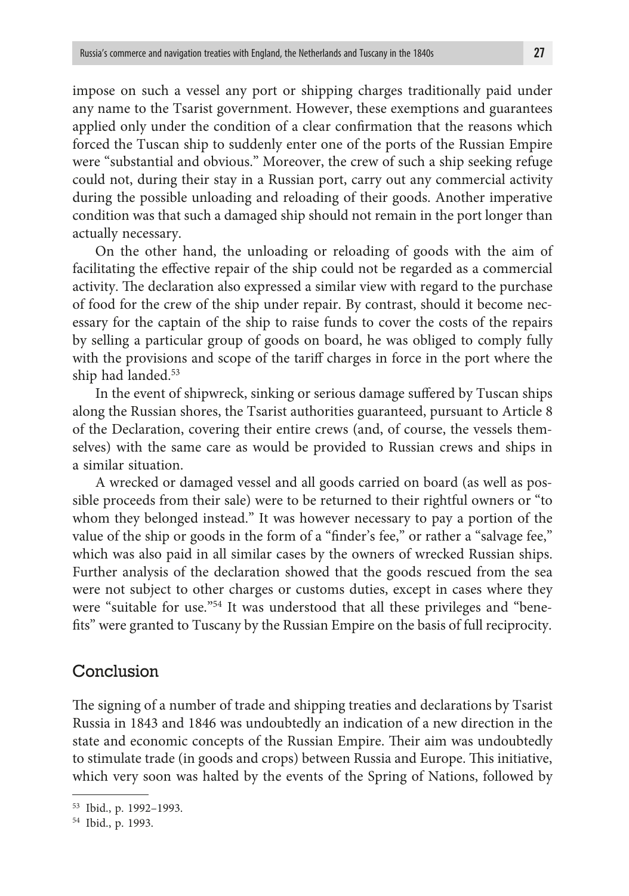impose on such a vessel any port or shipping charges traditionally paid under any name to the Tsarist government. However, these exemptions and guarantees applied only under the condition of a clear confirmation that the reasons which forced the Tuscan ship to suddenly enter one of the ports of the Russian Empire were "substantial and obvious." Moreover, the crew of such a ship seeking refuge could not, during their stay in a Russian port, carry out any commercial activity during the possible unloading and reloading of their goods. Another imperative condition was that such a damaged ship should not remain in the port longer than actually necessary.

On the other hand, the unloading or reloading of goods with the aim of facilitating the effective repair of the ship could not be regarded as a commercial activity. The declaration also expressed a similar view with regard to the purchase of food for the crew of the ship under repair. By contrast, should it become necessary for the captain of the ship to raise funds to cover the costs of the repairs by selling a particular group of goods on board, he was obliged to comply fully with the provisions and scope of the tariff charges in force in the port where the ship had landed.[53]

In the event of shipwreck, sinking or serious damage suffered by Tuscan ships along the Russian shores, the Tsarist authorities guaranteed, pursuant to Article 8 of the Declaration, covering their entire crews (and, of course, the vessels themselves) with the same care as would be provided to Russian crews and ships in a similar situation.

A wrecked or damaged vessel and all goods carried on board (as well as possible proceeds from their sale) were to be returned to their rightful owners or "to whom they belonged instead." It was however necessary to pay a portion of the value of the ship or goods in the form of a "finder's fee," or rather a "salvage fee," which was also paid in all similar cases by the owners of wrecked Russian ships. Further analysis of the declaration showed that the goods rescued from the sea were not subject to other charges or customs duties, except in cases where they were "suitable for use."[54] It was understood that all these privileges and "benefits" were granted to Tuscany by the Russian Empire on the basis of full reciprocity.

## Conclusion

The signing of a number of trade and shipping treaties and declarations by Tsarist Russia in 1843 and 1846 was undoubtedly an indication of a new direction in the state and economic concepts of the Russian Empire. Their aim was undoubtedly to stimulate trade (in goods and crops) between Russia and Europe. This initiative, which very soon was halted by the events of the Spring of Nations, followed by

---

[53] Ibid., p. 1992–1993.

[54] Ibid., p. 1993.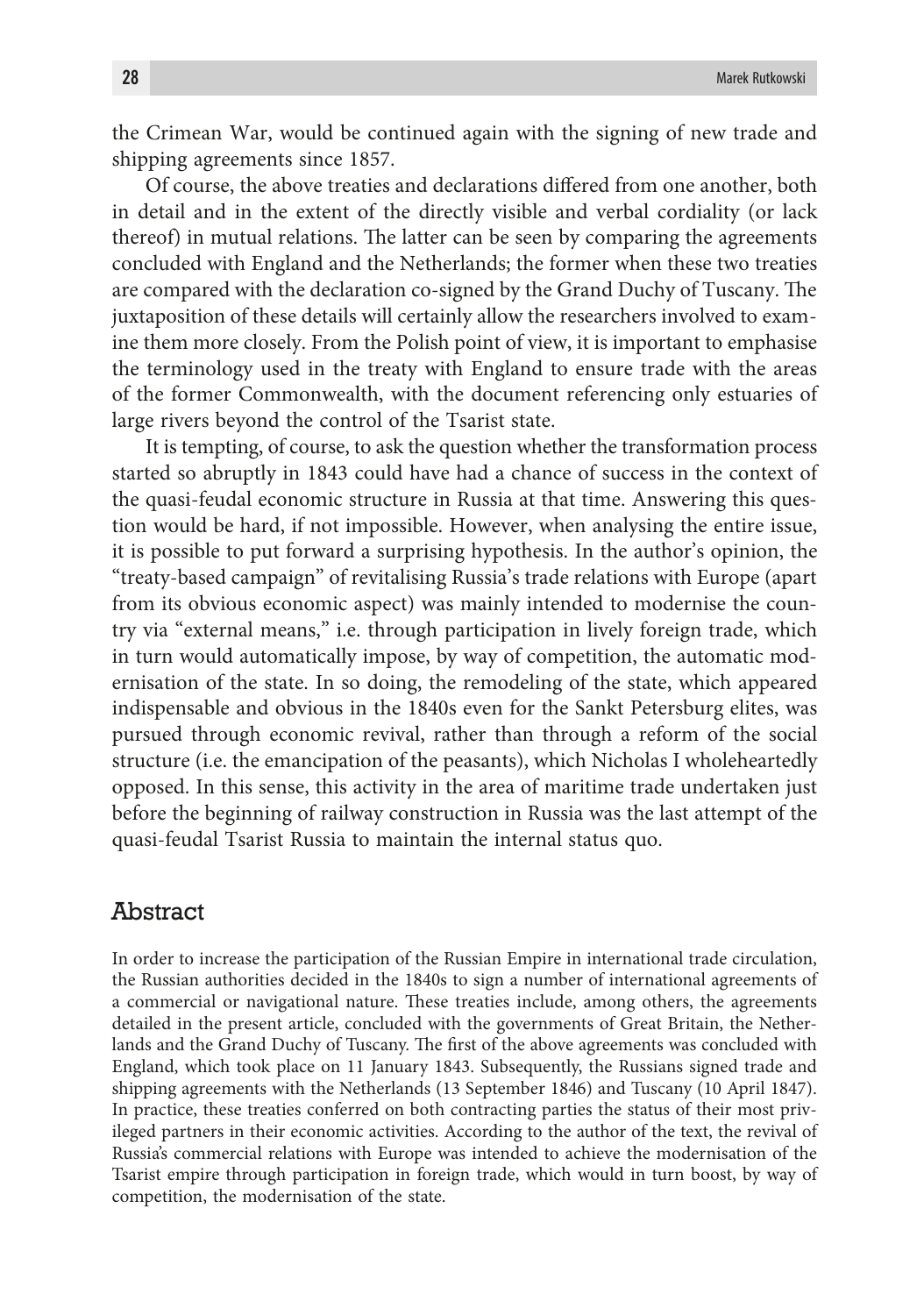the Crimean War, would be continued again with the signing of new trade and shipping agreements since 1857.

Of course, the above treaties and declarations differed from one another, both in detail and in the extent of the directly visible and verbal cordiality (or lack thereof) in mutual relations. The latter can be seen by comparing the agreements concluded with England and the Netherlands; the former when these two treaties are compared with the declaration co-signed by the Grand Duchy of Tuscany. The juxtaposition of these details will certainly allow the researchers involved to examine them more closely. From the Polish point of view, it is important to emphasise the terminology used in the treaty with England to ensure trade with the areas of the former Commonwealth, with the document referencing only estuaries of large rivers beyond the control of the Tsarist state.

It is tempting, of course, to ask the question whether the transformation process started so abruptly in 1843 could have had a chance of success in the context of the quasi-feudal economic structure in Russia at that time. Answering this question would be hard, if not impossible. However, when analysing the entire issue, it is possible to put forward a surprising hypothesis. In the author's opinion, the "treaty-based campaign" of revitalising Russia's trade relations with Europe (apart from its obvious economic aspect) was mainly intended to modernise the country via "external means," i.e. through participation in lively foreign trade, which in turn would automatically impose, by way of competition, the automatic modernisation of the state. In so doing, the remodeling of the state, which appeared indispensable and obvious in the 1840s even for the Sankt Petersburg elites, was pursued through economic revival, rather than through a reform of the social structure (i.e. the emancipation of the peasants), which Nicholas I wholeheartedly opposed. In this sense, this activity in the area of maritime trade undertaken just before the beginning of railway construction in Russia was the last attempt of the quasi-feudal Tsarist Russia to maintain the internal status quo.

## Abstract

In order to increase the participation of the Russian Empire in international trade circulation, the Russian authorities decided in the 1840s to sign a number of international agreements of a commercial or navigational nature. These treaties include, among others, the agreements detailed in the present article, concluded with the governments of Great Britain, the Netherlands and the Grand Duchy of Tuscany. The first of the above agreements was concluded with England, which took place on 11 January 1843. Subsequently, the Russians signed trade and shipping agreements with the Netherlands (13 September 1846) and Tuscany (10 April 1847). In practice, these treaties conferred on both contracting parties the status of their most privileged partners in their economic activities. According to the author of the text, the revival of Russia's commercial relations with Europe was intended to achieve the modernisation of the Tsarist empire through participation in foreign trade, which would in turn boost, by way of competition, the modernisation of the state.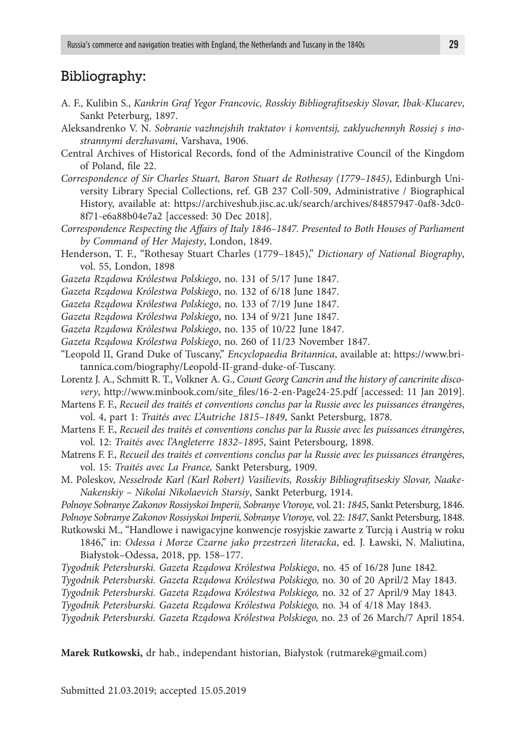## Bibliography:

A. F., Kulibin S., *Kankrin Graf Yegor Francovic, Rosskiy Bibliografitseskiy Slovar, Ibak-Klucarev*, Sankt Peterburg, 1897.

Aleksandrenko V. N. *Sobranie vazhnejshih traktatov i konventsij, zaklyuchennyh Rossiej s inostrannymi derzhavami*, Varshava, 1906.

Central Archives of Historical Records, fond of the Administrative Council of the Kingdom of Poland, file 22.

*Correspondence of Sir Charles Stuart, Baron Stuart de Rothesay (1779–1845)*, Edinburgh University Library Special Collections, ref. GB 237 Coll-509, Administrative / Biographical History, available at: https://archiveshub.jisc.ac.uk/search/archives/84857947-0af8-3dc0-8f71-e6a88b04e7a2 [accessed: 30 Dec 2018].

*Correspondence Respecting the Affairs of Italy 1846–1847. Presented to Both Houses of Parliament by Command of Her Majesty*, London, 1849.

Henderson, T. F., "Rothesay Stuart Charles (1779–1845)," *Dictionary of National Biography*, vol. 55, London, 1898

*Gazeta Rządowa Królestwa Polskiego*, no. 131 of 5/17 June 1847.

*Gazeta Rządowa Królestwa Polskiego*, no. 132 of 6/18 June 1847.

*Gazeta Rządowa Królestwa Polskiego*, no. 133 of 7/19 June 1847.

*Gazeta Rządowa Królestwa Polskiego*, no. 134 of 9/21 June 1847.

*Gazeta Rządowa Królestwa Polskiego*, no. 135 of 10/22 June 1847.

*Gazeta Rządowa Królestwa Polskiego*, no. 260 of 11/23 November 1847.

"Leopold II, Grand Duke of Tuscany," *Encyclopaedia Britannica*, available at: https://www.britannica.com/biography/Leopold-II-grand-duke-of-Tuscany.

Lorentz J. A., Schmitt R. T., Volkner A. G., *Count Georg Cancrin and the history of cancrinite discovery*, http://www.minbook.com/site_files/16-2-en-Page24-25.pdf [accessed: 11 Jan 2019].

Martens F. F., *Recueil des traités et conventions conclus par la Russie avec les puissances étrangères*, vol. 4, part 1: *Traités avec L'Autriche 1815–1849*, Sankt Petersburg, 1878.

Martens F. F., *Recueil des traités et conventions conclus par la Russie avec les puissances étrangères*, vol. 12: *Traités avec l'Angleterre 1832–1895*, Saint Petersbourg, 1898.

Matrens F. F., *Recueil des traités et conventions conclus par la Russie avec les puissances étrangères*, vol. 15: *Traités avec La France,* Sankt Petersburg, 1909.

M. Poleskov, *Nesselrode Karl (Karl Robert) Vasilievits, Rosskiy Bibliografitseskiy Slovar, Naake-Nakenskiy – Nikolai Nikolaevich Starsiy*, Sankt Peterburg, 1914.

*Polnoye Sobranye Zakonov Rossiyskoi Imperii, Sobranye Vtoroye,* vol. 21: *1845*, Sankt Petersburg, 1846.

*Polnoye Sobranye Zakonov Rossiyskoi Imperii, Sobranye Vtoroye,* vol. 22: *1847*, Sankt Petersburg, 1848.

Rutkowski M., "Handlowe i nawigacyjne konwencje rosyjskie zawarte z Turcją i Austrią w roku 1846," in: *Odessa i Morze Czarne jako przestrzeń literacka*, ed. J. Ławski, N. Maliutina, Białystok–Odessa, 2018, pp. 158–177.

*Tygodnik Petersburski. Gazeta Rządowa Królestwa Polskiego*, no. 45 of 16/28 June 1842.

*Tygodnik Petersburski. Gazeta Rządowa Królestwa Polskiego,* no. 30 of 20 April/2 May 1843.

*Tygodnik Petersburski. Gazeta Rządowa Królestwa Polskiego,* no. 32 of 27 April/9 May 1843.

*Tygodnik Petersburski. Gazeta Rządowa Królestwa Polskiego,* no. 34 of 4/18 May 1843.

*Tygodnik Petersburski. Gazeta Rządowa Królestwa Polskiego,* no. 23 of 26 March/7 April 1854.

**Marek Rutkowski,** dr hab., independant historian, Białystok (rutmarek@gmail.com)

Submitted 21.03.2019; accepted 15.05.2019